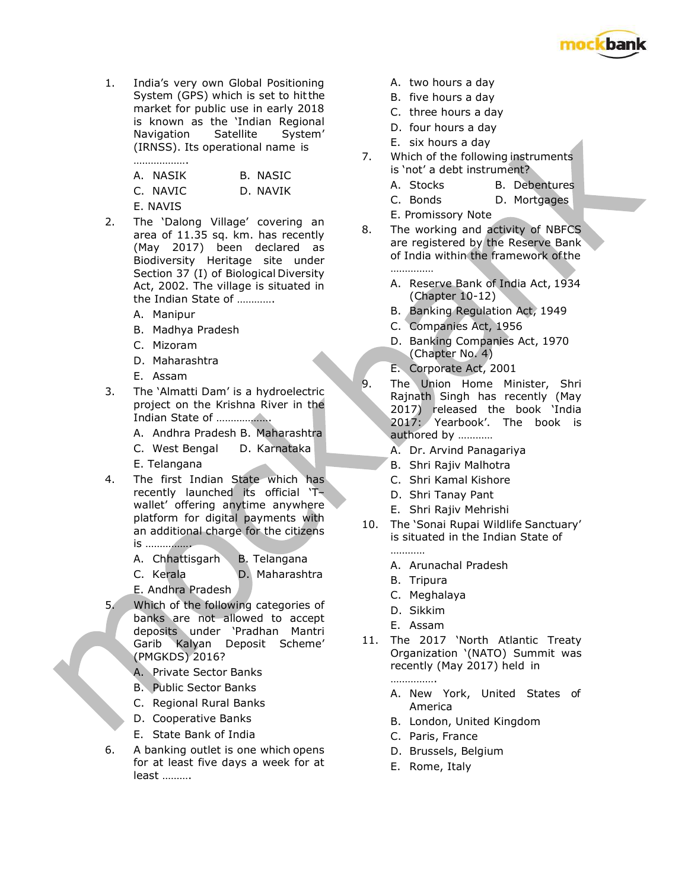1. India's very own Global Positioning System (GPS) which is set to hit the market for public use in early 2018 is known as the 'Indian Regional Navigation Satellite System' (IRNSS). Its operational name is ……………….
   A. NASIK B. NASIC
   C. NAVIC D. NAVIK
   E. NAVIS

2. The 'Dalong Village' covering an area of 11.35 sq. km. has recently (May 2017) been declared as Biodiversity Heritage site under Section 37 (I) of Biological Diversity Act, 2002. The village is situated in the Indian State of …………
   A. Manipur
   B. Madhya Pradesh
   C. Mizoram
   D. Maharashtra
   E. Assam

3. The 'Almatti Dam' is a hydroelectric project on the Krishna River in the Indian State of ……………….
   A. Andhra Pradesh B. Maharashtra
   C. West Bengal D. Karnataka
   E. Telangana

4. The first Indian State which has recently launched its official 'T–wallet' offering anytime anywhere platform for digital payments with an additional charge for the citizens is …………….
   A. Chhattisgarh B. Telangana
   C. Kerala D. Maharashtra
   E. Andhra Pradesh

5. Which of the following categories of banks are not allowed to accept deposits under 'Pradhan Mantri Garib Kalyan Deposit Scheme' (PMGKDS) 2016?
   A. Private Sector Banks
   B. Public Sector Banks
   C. Regional Rural Banks
   D. Cooperative Banks
   E. State Bank of India

6. A banking outlet is one which opens for at least five days a week for at least ……….
   A. two hours a day
   B. five hours a day
   C. three hours a day
   D. four hours a day
   E. six hours a day

7. Which of the following instruments is 'not' a debt instrument?
   A. Stocks B. Debentures
   C. Bonds D. Mortgages
   E. Promissory Note

8. The working and activity of NBFCS are registered by the Reserve Bank of India within the framework of the ……………
   A. Reserve Bank of India Act, 1934 (Chapter 10-12)
   B. Banking Regulation Act, 1949
   C. Companies Act, 1956
   D. Banking Companies Act, 1970 (Chapter No. 4)
   E. Corporate Act, 2001

9. The Union Home Minister, Shri Rajnath Singh has recently (May 2017) released the book 'India 2017: Yearbook'. The book is authored by …………
   A. Dr. Arvind Panagariya
   B. Shri Rajiv Malhotra
   C. Shri Kamal Kishore
   D. Shri Tanay Pant
   E. Shri Rajiv Mehrishi

10. The 'Sonai Rupai Wildlife Sanctuary' is situated in the Indian State of …………
    A. Arunachal Pradesh
    B. Tripura
    C. Meghalaya
    D. Sikkim
    E. Assam

11. The 2017 'North Atlantic Treaty Organization '(NATO) Summit was recently (May 2017) held in …………….
    A. New York, United States of America
    B. London, United Kingdom
    C. Paris, France
    D. Brussels, Belgium
    E. Rome, Italy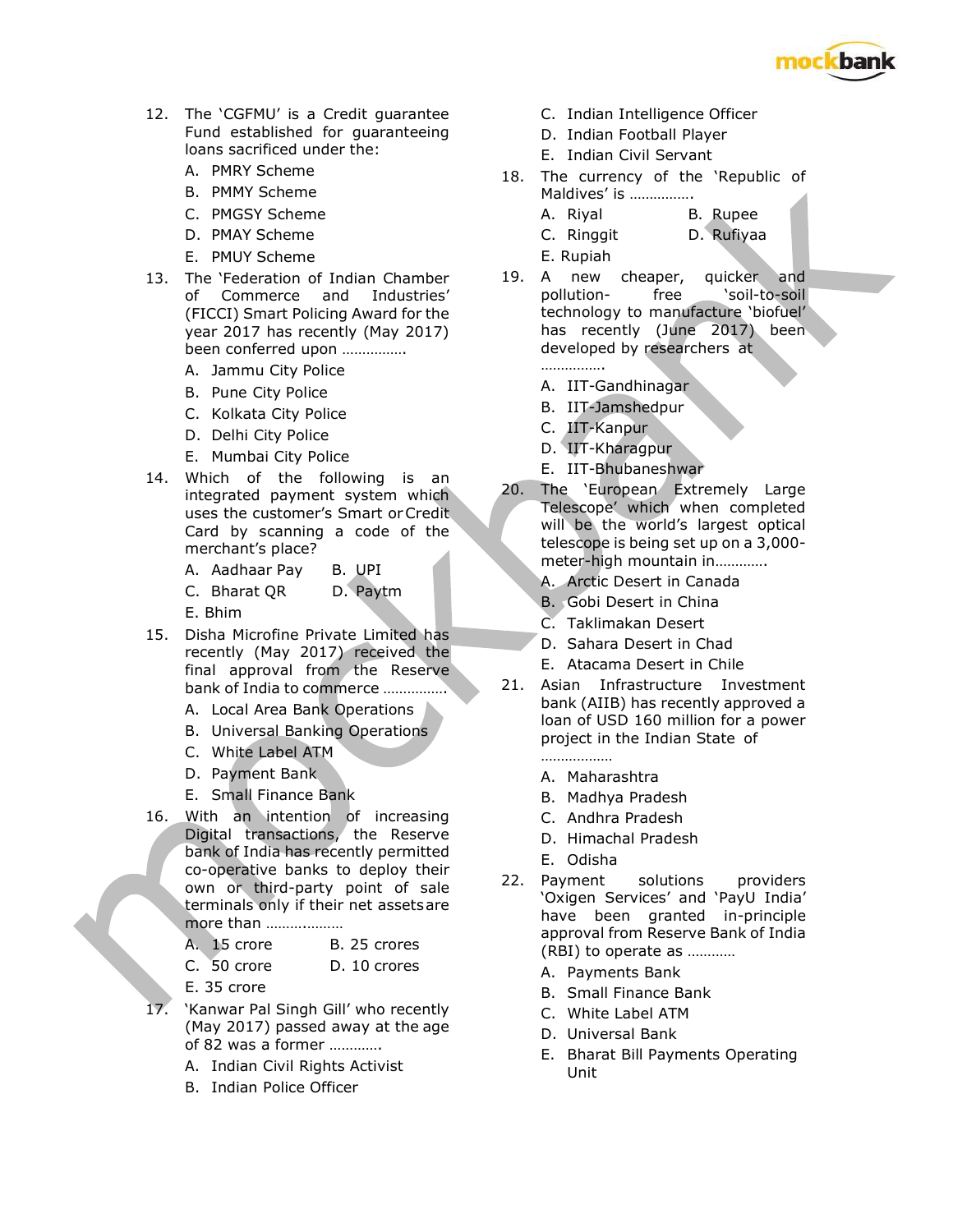12. The 'CGFMU' is a Credit guarantee Fund established for guaranteeing loans sacrificed under the:
    - A. PMRY Scheme
    - B. PMMY Scheme
    - C. PMGSY Scheme
    - D. PMAY Scheme
    - E. PMUY Scheme

13. The 'Federation of Indian Chamber of Commerce and Industries' (FICCI) Smart Policing Award for the year 2017 has recently (May 2017) been conferred upon …………….
    - A. Jammu City Police
    - B. Pune City Police
    - C. Kolkata City Police
    - D. Delhi City Police
    - E. Mumbai City Police

14. Which of the following is an integrated payment system which uses the customer's Smart or Credit Card by scanning a code of the merchant's place?
    - A. Aadhaar Pay
    - B. UPI
    - C. Bharat QR
    - D. Paytm
    - E. Bhim

15. Disha Microfine Private Limited has recently (May 2017) received the final approval from the Reserve bank of India to commerce …………….
    - A. Local Area Bank Operations
    - B. Universal Banking Operations
    - C. White Label ATM
    - D. Payment Bank
    - E. Small Finance Bank

16. With an intention of increasing Digital transactions, the Reserve bank of India has recently permitted co-operative banks to deploy their own or third-party point of sale terminals only if their net assets are more than ………………
    - A. 15 crore
    - B. 25 crores
    - C. 50 crore
    - D. 10 crores
    - E. 35 crore

17. 'Kanwar Pal Singh Gill' who recently (May 2017) passed away at the age of 82 was a former …………
    - A. Indian Civil Rights Activist
    - B. Indian Police Officer
    - C. Indian Intelligence Officer
    - D. Indian Football Player
    - E. Indian Civil Servant

18. The currency of the 'Republic of Maldives' is …………….
    - A. Riyal
    - B. Rupee
    - C. Ringgit
    - D. Rufiyaa
    - E. Rupiah

19. A new cheaper, quicker and pollution- free 'soil-to-soil technology to manufacture 'biofuel' has recently (June 2017) been developed by researchers at …………….
    - A. IIT-Gandhinagar
    - B. IIT-Jamshedpur
    - C. IIT-Kanpur
    - D. IIT-Kharagpur
    - E. IIT-Bhubaneshwar

20. The 'European Extremely Large Telescope' which when completed will be the world's largest optical telescope is being set up on a 3,000-meter-high mountain in…………
    - A. Arctic Desert in Canada
    - B. Gobi Desert in China
    - C. Taklimakan Desert
    - D. Sahara Desert in Chad
    - E. Atacama Desert in Chile

21. Asian Infrastructure Investment bank (AIIB) has recently approved a loan of USD 160 million for a power project in the Indian State of ………………
    - A. Maharashtra
    - B. Madhya Pradesh
    - C. Andhra Pradesh
    - D. Himachal Pradesh
    - E. Odisha

22. Payment solutions providers 'Oxigen Services' and 'PayU India' have been granted in-principle approval from Reserve Bank of India (RBI) to operate as …………
    - A. Payments Bank
    - B. Small Finance Bank
    - C. White Label ATM
    - D. Universal Bank
    - E. Bharat Bill Payments Operating Unit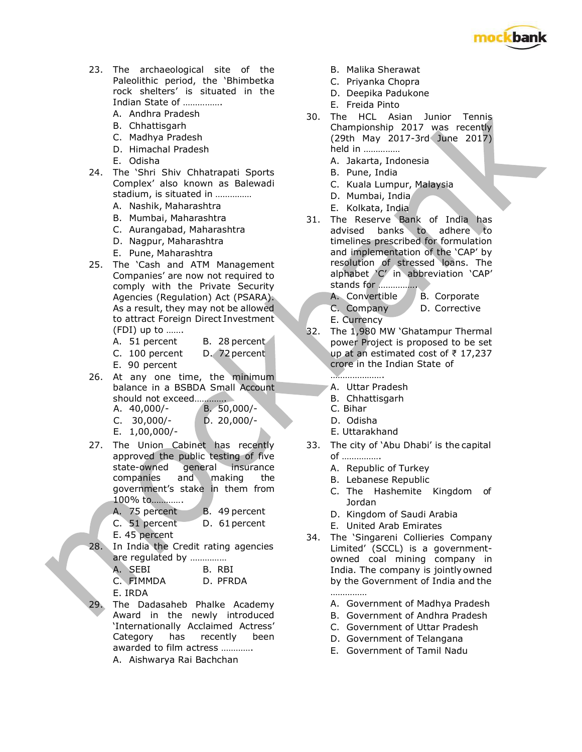23. The archaeological site of the Paleolithic period, the 'Bhimbetka rock shelters' is situated in the Indian State of …………….
    A. Andhra Pradesh
    B. Chhattisgarh
    C. Madhya Pradesh
    D. Himachal Pradesh
    E. Odisha

24. The 'Shri Shiv Chhatrapati Sports Complex' also known as Balewadi stadium, is situated in ……………
    A. Nashik, Maharashtra
    B. Mumbai, Maharashtra
    C. Aurangabad, Maharashtra
    D. Nagpur, Maharashtra
    E. Pune, Maharashtra

25. The 'Cash and ATM Management Companies' are now not required to comply with the Private Security Agencies (Regulation) Act (PSARA). As a result, they may not be allowed to attract Foreign Direct Investment (FDI) up to …….
    A. 51 percent
    B. 28 percent
    C. 100 percent
    D. 72 percent
    E. 90 percent

26. At any one time, the minimum balance in a BSBDA Small Account should not exceed………….
    A. 40,000/-
    B. 50,000/-
    C. 30,000/-
    D. 20,000/-
    E. 1,00,000/-

27. The Union Cabinet has recently approved the public testing of five state-owned general insurance companies and making the government's stake in them from 100% to………….
    A. 75 percent
    B. 49 percent
    C. 51 percent
    D. 61 percent
    E. 45 percent

28. In India the Credit rating agencies are regulated by ……………
    A. SEBI
    B. RBI
    C. FIMMDA
    D. PFRDA
    E. IRDA

29. The Dadasaheb Phalke Academy Award in the newly introduced 'Internationally Acclaimed Actress' Category has recently been awarded to film actress ………….
    A. Aishwarya Rai Bachchan
    B. Malika Sherawat
    C. Priyanka Chopra
    D. Deepika Padukone
    E. Freida Pinto

30. The HCL Asian Junior Tennis Championship 2017 was recently (29th May 2017-3rd June 2017) held in ……………
    A. Jakarta, Indonesia
    B. Pune, India
    C. Kuala Lumpur, Malaysia
    D. Mumbai, India
    E. Kolkata, India

31. The Reserve Bank of India has advised banks to adhere to timelines prescribed for formulation and implementation of the 'CAP' by resolution of stressed loans. The alphabet 'C' in abbreviation 'CAP' stands for …………….
    A. Convertible
    B. Corporate
    C. Company
    D. Corrective
    E. Currency

32. The 1,980 MW 'Ghatampur Thermal power Project is proposed to be set up at an estimated cost of ₹ 17,237 crore in the Indian State of ………………….
    A. Uttar Pradesh
    B. Chhattisgarh
    C. Bihar
    D. Odisha
    E. Uttarakhand

33. The city of 'Abu Dhabi' is the capital of …………….
    A. Republic of Turkey
    B. Lebanese Republic
    C. The Hashemite Kingdom of Jordan
    D. Kingdom of Saudi Arabia
    E. United Arab Emirates

34. The 'Singareni Collieries Company Limited' (SCCL) is a government-owned coal mining company in India. The company is jointly owned by the Government of India and the ……………
    A. Government of Madhya Pradesh
    B. Government of Andhra Pradesh
    C. Government of Uttar Pradesh
    D. Government of Telangana
    E. Government of Tamil Nadu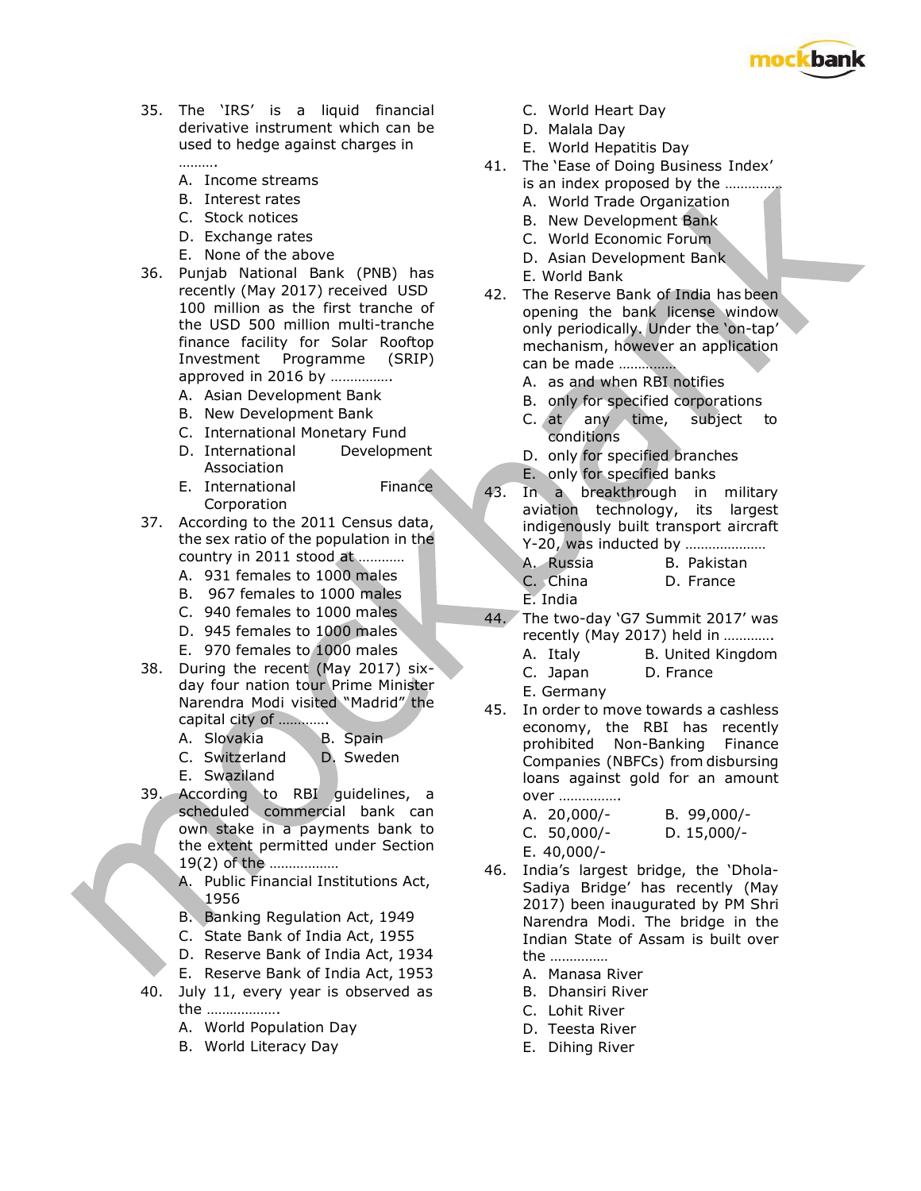35. The 'IRS' is a liquid financial derivative instrument which can be used to hedge against charges in ……….
   A. Income streams
   B. Interest rates
   C. Stock notices
   D. Exchange rates
   E. None of the above

36. Punjab National Bank (PNB) has recently (May 2017) received USD 100 million as the first tranche of the USD 500 million multi-tranche finance facility for Solar Rooftop Investment Programme (SRIP) approved in 2016 by …………….
   A. Asian Development Bank
   B. New Development Bank
   C. International Monetary Fund
   D. International Development Association
   E. International Finance Corporation

37. According to the 2011 Census data, the sex ratio of the population in the country in 2011 stood at …………
   A. 931 females to 1000 males
   B. 967 females to 1000 males
   C. 940 females to 1000 males
   D. 945 females to 1000 males
   E. 970 females to 1000 males

38. During the recent (May 2017) six-day four nation tour Prime Minister Narendra Modi visited "Madrid" the capital city of ………….
   A. Slovakia
   B. Spain
   C. Switzerland
   D. Sweden
   E. Swaziland

39. According to RBI guidelines, a scheduled commercial bank can own stake in a payments bank to the extent permitted under Section 19(2) of the ………………
   A. Public Financial Institutions Act, 1956
   B. Banking Regulation Act, 1949
   C. State Bank of India Act, 1955
   D. Reserve Bank of India Act, 1934
   E. Reserve Bank of India Act, 1953

40. July 11, every year is observed as the ……………….
   A. World Population Day
   B. World Literacy Day
   C. World Heart Day
   D. Malala Day
   E. World Hepatitis Day

41. The 'Ease of Doing Business Index' is an index proposed by the ……………
   A. World Trade Organization
   B. New Development Bank
   C. World Economic Forum
   D. Asian Development Bank
   E. World Bank

42. The Reserve Bank of India has been opening the bank license window only periodically. Under the 'on-tap' mechanism, however an application can be made ……………
   A. as and when RBI notifies
   B. only for specified corporations
   C. at any time, subject to conditions
   D. only for specified branches
   E. only for specified banks

43. In a breakthrough in military aviation technology, its largest indigenously built transport aircraft Y-20, was inducted by …………………
   A. Russia
   B. Pakistan
   C. China
   D. France
   E. India

44. The two-day 'G7 Summit 2017' was recently (May 2017) held in ………….
   A. Italy
   B. United Kingdom
   C. Japan
   D. France
   E. Germany

45. In order to move towards a cashless economy, the RBI has recently prohibited Non-Banking Finance Companies (NBFCs) from disbursing loans against gold for an amount over …………….
   A. 20,000/-
   B. 99,000/-
   C. 50,000/-
   D. 15,000/-
   E. 40,000/-

46. India's largest bridge, the 'Dhola-Sadiya Bridge' has recently (May 2017) been inaugurated by PM Shri Narendra Modi. The bridge in the Indian State of Assam is built over the ……………
   A. Manasa River
   B. Dhansiri River
   C. Lohit River
   D. Teesta River
   E. Dihing River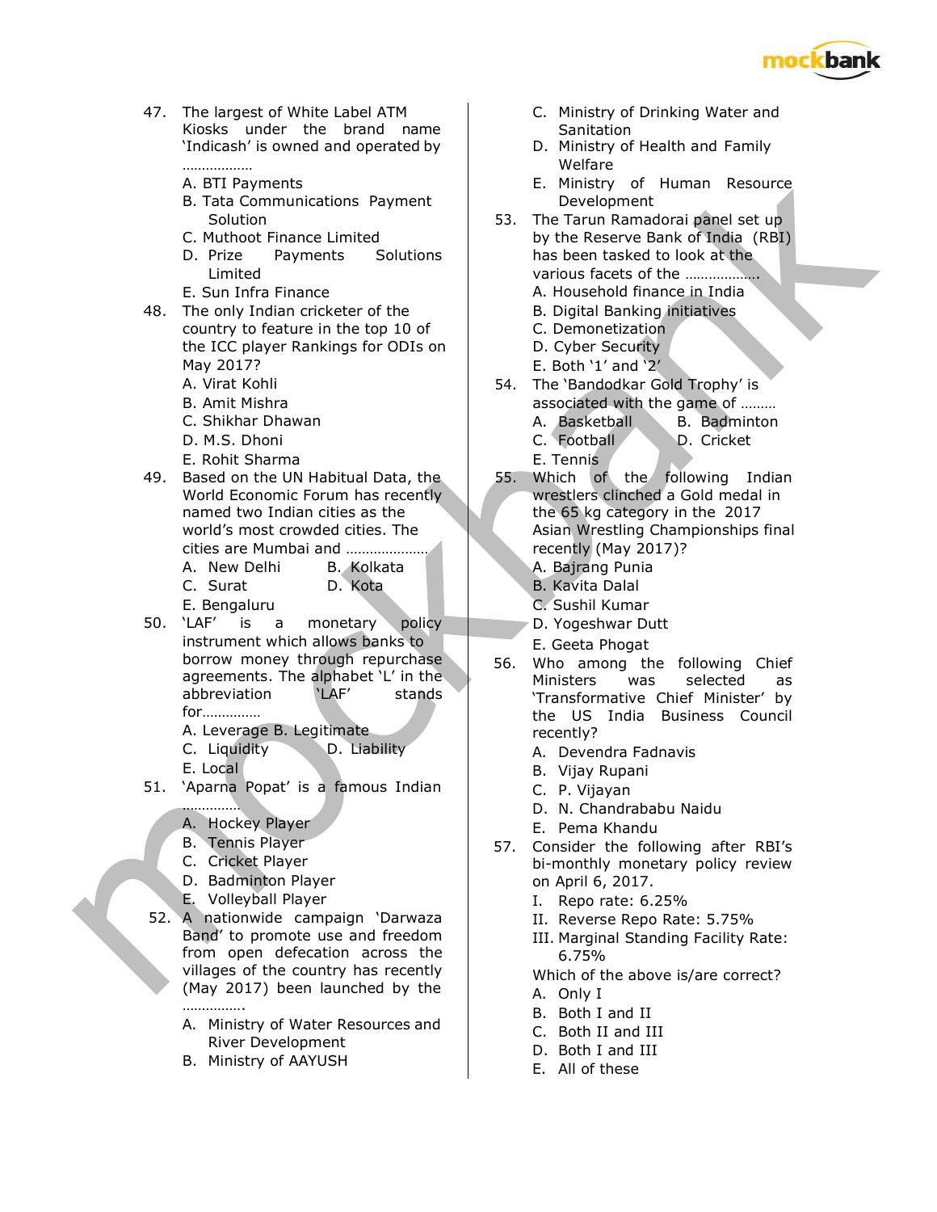47. The largest of White Label ATM Kiosks under the brand name 'Indicash' is owned and operated by ………………
   A. BTI Payments
   B. Tata Communications Payment Solution
   C. Muthoot Finance Limited
   D. Prize Payments Solutions Limited
   E. Sun Infra Finance

48. The only Indian cricketer of the country to feature in the top 10 of the ICC player Rankings for ODIs on May 2017?
   A. Virat Kohli
   B. Amit Mishra
   C. Shikhar Dhawan
   D. M.S. Dhoni
   E. Rohit Sharma

49. Based on the UN Habitual Data, the World Economic Forum has recently named two Indian cities as the world's most crowded cities. The cities are Mumbai and …………………
   A. New Delhi
   B. Kolkata
   C. Surat
   D. Kota
   E. Bengaluru

50. 'LAF' is a monetary policy instrument which allows banks to borrow money through repurchase agreements. The alphabet 'L' in the abbreviation 'LAF' stands for……………
   A. Leverage
   B. Legitimate
   C. Liquidity
   D. Liability
   E. Local

51. 'Aparna Popat' is a famous Indian ……………
   A. Hockey Player
   B. Tennis Player
   C. Cricket Player
   D. Badminton Player
   E. Volleyball Player

52. A nationwide campaign 'Darwaza Band' to promote use and freedom from open defecation across the villages of the country has recently (May 2017) been launched by the …………….
   A. Ministry of Water Resources and River Development
   B. Ministry of AAYUSH
   C. Ministry of Drinking Water and Sanitation
   D. Ministry of Health and Family Welfare
   E. Ministry of Human Resource Development

53. The Tarun Ramadorai panel set up by the Reserve Bank of India (RBI) has been tasked to look at the various facets of the ………………
   A. Household finance in India
   B. Digital Banking initiatives
   C. Demonetization
   D. Cyber Security
   E. Both '1' and '2'

54. The 'Bandodkar Gold Trophy' is associated with the game of ………
   A. Basketball
   B. Badminton
   C. Football
   D. Cricket
   E. Tennis

55. Which of the following Indian wrestlers clinched a Gold medal in the 65 kg category in the 2017 Asian Wrestling Championships final recently (May 2017)?
   A. Bajrang Punia
   B. Kavita Dalal
   C. Sushil Kumar
   D. Yogeshwar Dutt
   E. Geeta Phogat

56. Who among the following Chief Ministers was selected as 'Transformative Chief Minister' by the US India Business Council recently?
   A. Devendra Fadnavis
   B. Vijay Rupani
   C. P. Vijayan
   D. N. Chandrababu Naidu
   E. Pema Khandu

57. Consider the following after RBI's bi-monthly monetary policy review on April 6, 2017.
   I. Repo rate: 6.25%
   II. Reverse Repo Rate: 5.75%
   III. Marginal Standing Facility Rate: 6.75%

   Which of the above is/are correct?
   A. Only I
   B. Both I and II
   C. Both II and III
   D. Both I and III
   E. All of these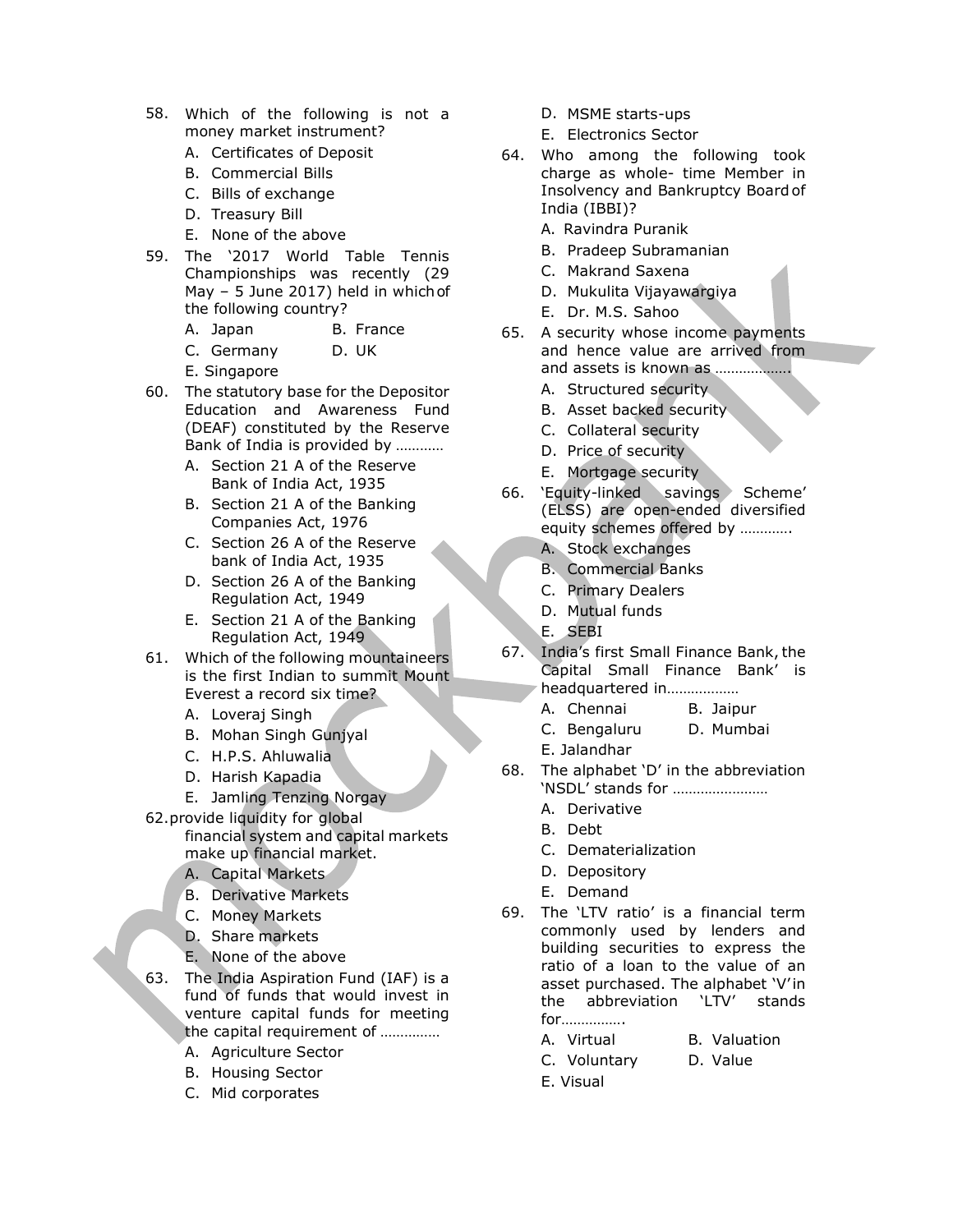58. Which of the following is not a money market instrument?
    - A. Certificates of Deposit
    - B. Commercial Bills
    - C. Bills of exchange
    - D. Treasury Bill
    - E. None of the above

59. The '2017 World Table Tennis Championships was recently (29 May – 5 June 2017) held in which of the following country?
    - A. Japan
    - B. France
    - C. Germany
    - D. UK
    - E. Singapore

60. The statutory base for the Depositor Education and Awareness Fund (DEAF) constituted by the Reserve Bank of India is provided by …………
    - A. Section 21 A of the Reserve Bank of India Act, 1935
    - B. Section 21 A of the Banking Companies Act, 1976
    - C. Section 26 A of the Reserve bank of India Act, 1935
    - D. Section 26 A of the Banking Regulation Act, 1949
    - E. Section 21 A of the Banking Regulation Act, 1949

61. Which of the following mountaineers is the first Indian to summit Mount Everest a record six time?
    - A. Loveraj Singh
    - B. Mohan Singh Gunjyal
    - C. H.P.S. Ahluwalia
    - D. Harish Kapadia
    - E. Jamling Tenzing Norgay

62. provide liquidity for global financial system and capital markets make up financial market.
    - A. Capital Markets
    - B. Derivative Markets
    - C. Money Markets
    - D. Share markets
    - E. None of the above

63. The India Aspiration Fund (IAF) is a fund of funds that would invest in venture capital funds for meeting the capital requirement of ……………
    - A. Agriculture Sector
    - B. Housing Sector
    - C. Mid corporates
    - D. MSME starts-ups
    - E. Electronics Sector

64. Who among the following took charge as whole- time Member in Insolvency and Bankruptcy Board of India (IBBI)?
    - A. Ravindra Puranik
    - B. Pradeep Subramanian
    - C. Makrand Saxena
    - D. Mukulita Vijayawargiya
    - E. Dr. M.S. Sahoo

65. A security whose income payments and hence value are arrived from and assets is known as ………………
    - A. Structured security
    - B. Asset backed security
    - C. Collateral security
    - D. Price of security
    - E. Mortgage security

66. 'Equity-linked savings Scheme' (ELSS) are open-ended diversified equity schemes offered by ………….
    - A. Stock exchanges
    - B. Commercial Banks
    - C. Primary Dealers
    - D. Mutual funds
    - E. SEBI

67. India's first Small Finance Bank, the Capital Small Finance Bank' is headquartered in………………
    - A. Chennai
    - B. Jaipur
    - C. Bengaluru
    - D. Mumbai
    - E. Jalandhar

68. The alphabet 'D' in the abbreviation 'NSDL' stands for ……………………
    - A. Derivative
    - B. Debt
    - C. Dematerialization
    - D. Depository
    - E. Demand

69. The 'LTV ratio' is a financial term commonly used by lenders and building securities to express the ratio of a loan to the value of an asset purchased. The alphabet 'V' in the abbreviation 'LTV' stands for…………….
    - A. Virtual
    - B. Valuation
    - C. Voluntary
    - D. Value
    - E. Visual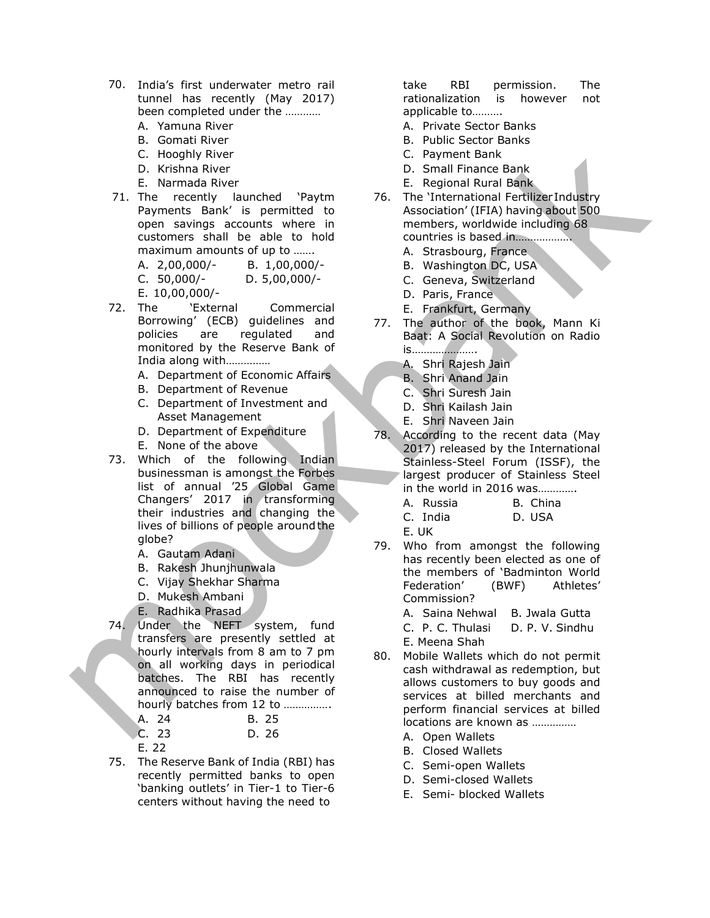70. India's first underwater metro rail tunnel has recently (May 2017) been completed under the …………
    A. Yamuna River
    B. Gomati River
    C. Hooghly River
    D. Krishna River
    E. Narmada River

71. The recently launched 'Paytm Payments Bank' is permitted to open savings accounts where in customers shall be able to hold maximum amounts of up to …….
    A. 2,00,000/-
    B. 1,00,000/-
    C. 50,000/-
    D. 5,00,000/-
    E. 10,00,000/-

72. The 'External Commercial Borrowing' (ECB) guidelines and policies are regulated and monitored by the Reserve Bank of India along with……………
    A. Department of Economic Affairs
    B. Department of Revenue
    C. Department of Investment and Asset Management
    D. Department of Expenditure
    E. None of the above

73. Which of the following Indian businessman is amongst the Forbes list of annual '25 Global Game Changers' 2017 in transforming their industries and changing the lives of billions of people around the globe?
    A. Gautam Adani
    B. Rakesh Jhunjhunwala
    C. Vijay Shekhar Sharma
    D. Mukesh Ambani
    E. Radhika Prasad

74. Under the NEFT system, fund transfers are presently settled at hourly intervals from 8 am to 7 pm on all working days in periodical batches. The RBI has recently announced to raise the number of hourly batches from 12 to …………….
    A. 24
    B. 25
    C. 23
    D. 26
    E. 22

75. The Reserve Bank of India (RBI) has recently permitted banks to open 'banking outlets' in Tier-1 to Tier-6 centers without having the need to take RBI permission. The rationalization is however not applicable to……….
    A. Private Sector Banks
    B. Public Sector Banks
    C. Payment Bank
    D. Small Finance Bank
    E. Regional Rural Bank

76. The 'International Fertilizer Industry Association' (IFIA) having about 500 members, worldwide including 68 countries is based in………………
    A. Strasbourg, France
    B. Washington DC, USA
    C. Geneva, Switzerland
    D. Paris, France
    E. Frankfurt, Germany

77. The author of the book, Mann Ki Baat: A Social Revolution on Radio is………………….
    A. Shri Rajesh Jain
    B. Shri Anand Jain
    C. Shri Suresh Jain
    D. Shri Kailash Jain
    E. Shri Naveen Jain

78. According to the recent data (May 2017) released by the International Stainless-Steel Forum (ISSF), the largest producer of Stainless Steel in the world in 2016 was………….
    A. Russia
    B. China
    C. India
    D. USA
    E. UK

79. Who from amongst the following has recently been elected as one of the members of 'Badminton World Federation' (BWF) Athletes' Commission?
    A. Saina Nehwal
    B. Jwala Gutta
    C. P. C. Thulasi
    D. P. V. Sindhu
    E. Meena Shah

80. Mobile Wallets which do not permit cash withdrawal as redemption, but allows customers to buy goods and services at billed merchants and perform financial services at billed locations are known as ……………
    A. Open Wallets
    B. Closed Wallets
    C. Semi-open Wallets
    D. Semi-closed Wallets
    E. Semi- blocked Wallets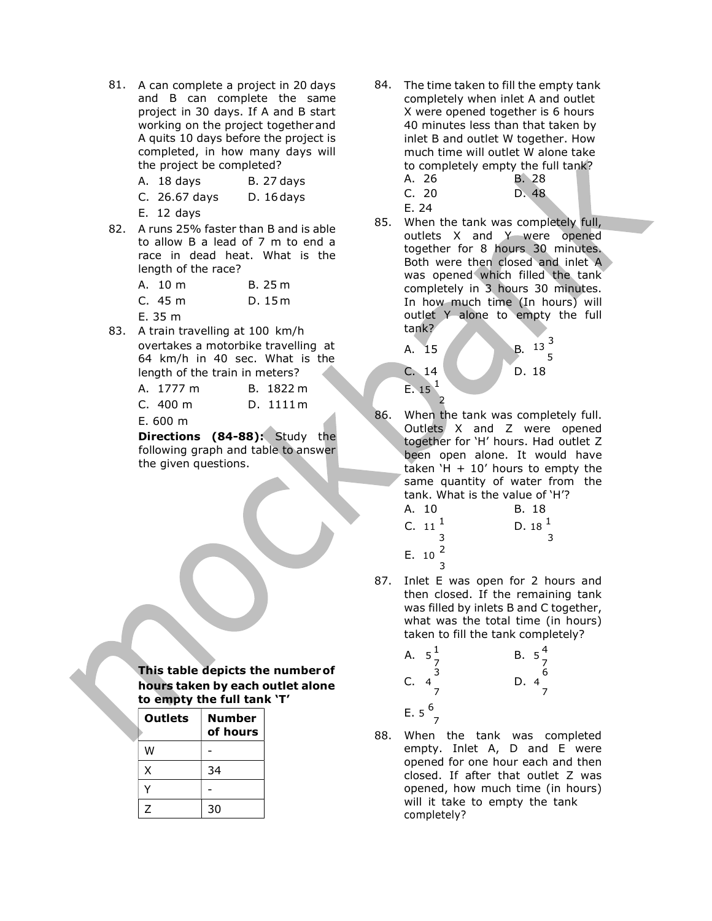81. A can complete a project in 20 days and B can complete the same project in 30 days. If A and B start working on the project together and A quits 10 days before the project is completed, in how many days will the project be completed?

A. 18 days  B. 27 days
C. 26.67 days  D. 16 days
E. 12 days

82. A runs 25% faster than B and is able to allow B a lead of 7 m to end a race in dead heat. What is the length of the race?

A. 10 m  B. 25 m
C. 45 m  D. 15 m
E. 35 m

83. A train travelling at 100 km/h overtakes a motorbike travelling at 64 km/h in 40 sec. What is the length of the train in meters?

A. 1777 m  B. 1822 m
C. 400 m  D. 1111 m
E. 600 m

**Directions (84-88):** Study the following graph and table to answer the given questions.

**This table depicts the number of hours taken by each outlet alone to empty the full tank 'T'**

| Outlets | Number of hours |
|---|---|
| W | - |
| X | 34 |
| Y | - |
| Z | 30 |

84. The time taken to fill the empty tank completely when inlet A and outlet X were opened together is 6 hours 40 minutes less than that taken by inlet B and outlet W together. How much time will outlet W alone take to completely empty the full tank?

A. 26  B. 28
C. 20  D. 48
E. 24

85. When the tank was completely full, outlets X and Y were opened together for 8 hours 30 minutes. Both were then closed and inlet A was opened which filled the tank completely in 3 hours 30 minutes. In how much time (In hours) will outlet Y alone to empty the full tank?

A. 15  B. $13\frac{3}{5}$
C. 14  D. 18
E. $15\frac{1}{2}$

86. When the tank was completely full. Outlets X and Z were opened together for 'H' hours. Had outlet Z been open alone. It would have taken 'H + 10' hours to empty the same quantity of water from the tank. What is the value of 'H'?

A. 10  B. 18
C. $11\frac{1}{3}$  D. $18\frac{1}{3}$
E. $10\frac{2}{3}$

87. Inlet E was open for 2 hours and then closed. If the remaining tank was filled by inlets B and C together, what was the total time (in hours) taken to fill the tank completely?

A. $5\frac{1}{7}$  B. $5\frac{4}{7}$
C. $4\frac{3}{7}$  D. $4\frac{6}{7}$
E. $5\frac{6}{7}$

88. When the tank was completed empty. Inlet A, D and E were opened for one hour each and then closed. If after that outlet Z was opened, how much time (in hours) will it take to empty the tank completely?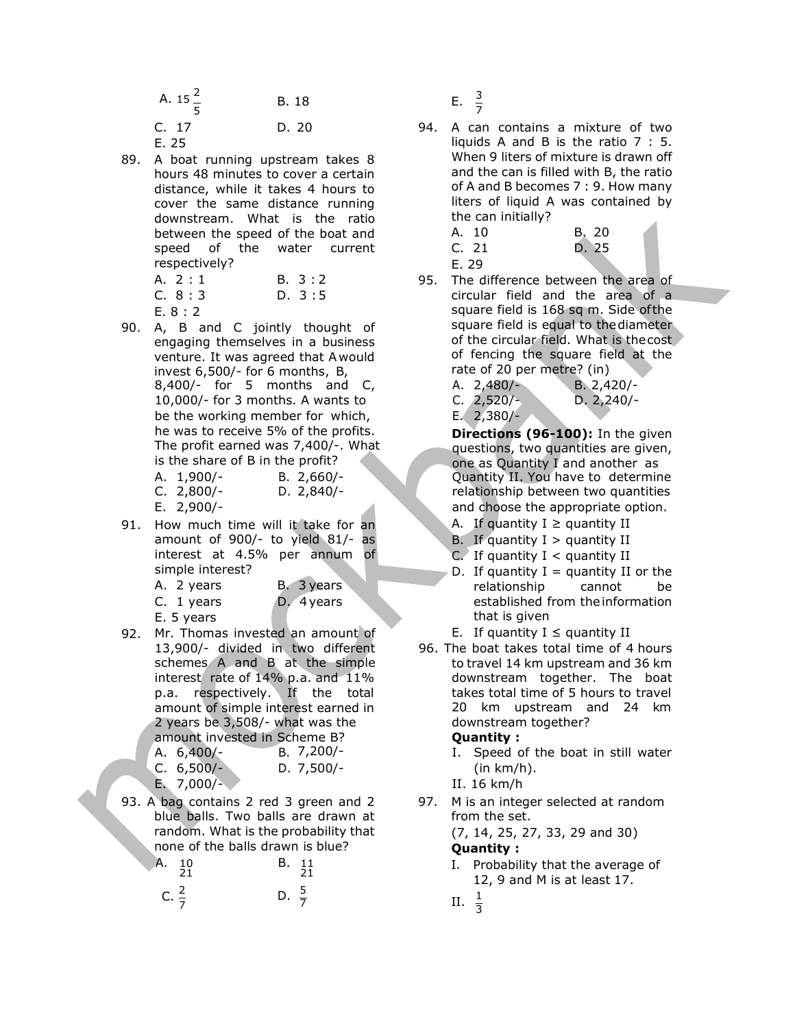A. $15\frac{2}{5}$ B. 18

C. 17 D. 20

E. 25

89. A boat running upstream takes 8 hours 48 minutes to cover a certain distance, while it takes 4 hours to cover the same distance running downstream. What is the ratio between the speed of the boat and speed of the water current respectively?

A. 2 : 1 B. 3 : 2

C. 8 : 3 D. 3 : 5

E. 8 : 2

90. A, B and C jointly thought of engaging themselves in a business venture. It was agreed that A would invest 6,500/- for 6 months, B, 8,400/- for 5 months and C, 10,000/- for 3 months. A wants to be the working member for which, he was to receive 5% of the profits. The profit earned was 7,400/-. What is the share of B in the profit?

A. 1,900/- B. 2,660/-

C. 2,800/- D. 2,840/-

E. 2,900/-

91. How much time will it take for an amount of 900/- to yield 81/- as interest at 4.5% per annum of simple interest?

A. 2 years B. 3 years

C. 1 years D. 4 years

E. 5 years

92. Mr. Thomas invested an amount of 13,900/- divided in two different schemes A and B at the simple interest rate of 14% p.a. and 11% p.a. respectively. If the total amount of simple interest earned in 2 years be 3,508/- what was the amount invested in Scheme B?

A. 6,400/- B. 7,200/-

C. 6,500/- D. 7,500/-

E. 7,000/-

93. A bag contains 2 red 3 green and 2 blue balls. Two balls are drawn at random. What is the probability that none of the balls drawn is blue?

A. $\frac{10}{21}$ B. $\frac{11}{21}$

C. $\frac{2}{7}$ D. $\frac{5}{7}$

E. $\frac{3}{7}$

94. A can contains a mixture of two liquids A and B is the ratio 7 : 5. When 9 liters of mixture is drawn off and the can is filled with B, the ratio of A and B becomes 7 : 9. How many liters of liquid A was contained by the can initially?

A. 10 B. 20

C. 21 D. 25

E. 29

95. The difference between the area of circular field and the area of a square field is 168 sq m. Side of the square field is equal to the diameter of the circular field. What is the cost of fencing the square field at the rate of 20 per metre? (in)

A. 2,480/- B. 2,420/-

C. 2,520/- D. 2,240/-

E. 2,380/-

**Directions (96-100):** In the given questions, two quantities are given, one as Quantity I and another as Quantity II. You have to determine relationship between two quantities and choose the appropriate option.

A. If quantity I ≥ quantity II

B. If quantity I > quantity II

C. If quantity I < quantity II

D. If quantity I = quantity II or the relationship cannot be established from the information that is given

E. If quantity I ≤ quantity II

96. The boat takes total time of 4 hours to travel 14 km upstream and 36 km downstream together. The boat takes total time of 5 hours to travel 20 km upstream and 24 km downstream together?

**Quantity :**

I. Speed of the boat in still water (in km/h).

II. 16 km/h

97. M is an integer selected at random from the set.

(7, 14, 25, 27, 33, 29 and 30)

**Quantity :**

I. Probability that the average of 12, 9 and M is at least 17.

II. $\frac{1}{3}$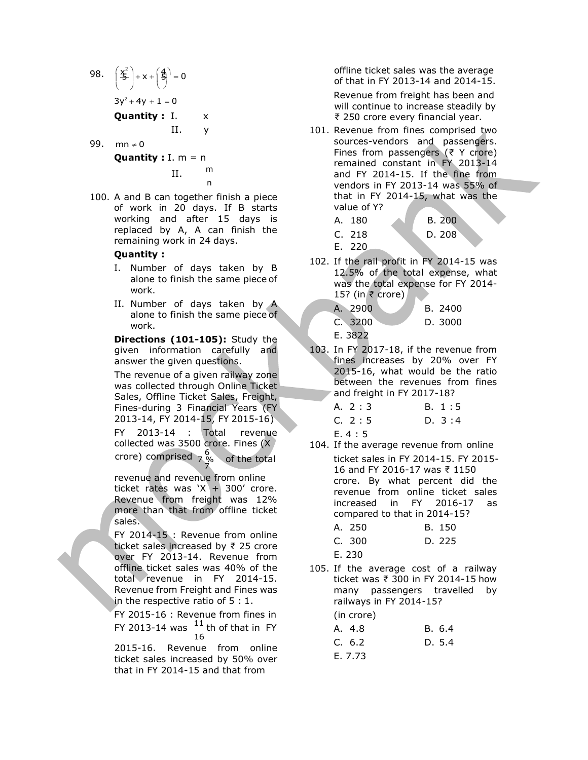98. $\left(\frac{x^2}{5}\right) + x + \left(\frac{4}{5}\right) = 0$

$3y^2 + 4y + 1 = 0$

**Quantity :** I. x

II. y

99. $mn \neq 0$

**Quantity :** I. m = n

II. $\frac{m}{n}$

100. A and B can together finish a piece of work in 20 days. If B starts working and after 15 days is replaced by A, A can finish the remaining work in 24 days.

**Quantity :**

I. Number of days taken by B alone to finish the same piece of work.

II. Number of days taken by A alone to finish the same piece of work.

**Directions (101-105):** Study the given information carefully and answer the given questions.

The revenue of a given railway zone was collected through Online Ticket Sales, Offline Ticket Sales, Freight, Fines-during 3 Financial Years (FY 2013-14, FY 2014-15, FY 2015-16)

FY 2013-14 : Total revenue collected was 3500 crore. Fines (X crore) comprised $7\frac{6}{7}\%$ of the total revenue and revenue from online ticket rates was 'X + 300' crore. Revenue from freight was 12% more than that from offline ticket sales.

FY 2014-15 : Revenue from online ticket sales increased by ₹ 25 crore over FY 2013-14. Revenue from offline ticket sales was 40% of the total revenue in FY 2014-15. Revenue from Freight and Fines was in the respective ratio of 5 : 1.

FY 2015-16 : Revenue from fines in FY 2013-14 was $\frac{11}{16}$th of that in FY 2015-16. Revenue from online ticket sales increased by 50% over that in FY 2014-15 and that from offline ticket sales was the average of that in FY 2013-14 and 2014-15.

Revenue from freight has been and will continue to increase steadily by ₹ 250 crore every financial year.

101. Revenue from fines comprised two sources-vendors and passengers. Fines from passengers (₹ Y crore) remained constant in FY 2013-14 and FY 2014-15. If the fine from vendors in FY 2013-14 was 55% of that in FY 2014-15, what was the value of Y?

A. 180
B. 200
C. 218
D. 208
E. 220

102. If the rail profit in FY 2014-15 was 12.5% of the total expense, what was the total expense for FY 2014-15? (in ₹ crore)

A. 2900
B. 2400
C. 3200
D. 3000
E. 3822

103. In FY 2017-18, if the revenue from fines increases by 20% over FY 2015-16, what would be the ratio between the revenues from fines and freight in FY 2017-18?

A. 2 : 3
B. 1 : 5
C. 2 : 5
D. 3 : 4
E. 4 : 5

104. If the average revenue from online ticket sales in FY 2014-15. FY 2015-16 and FY 2016-17 was ₹ 1150 crore. By what percent did the revenue from online ticket sales increased in FY 2016-17 as compared to that in 2014-15?

A. 250
B. 150
C. 300
D. 225
E. 230

105. If the average cost of a railway ticket was ₹ 300 in FY 2014-15 how many passengers travelled by railways in FY 2014-15?

(in crore)

A. 4.8
B. 6.4
C. 6.2
D. 5.4
E. 7.73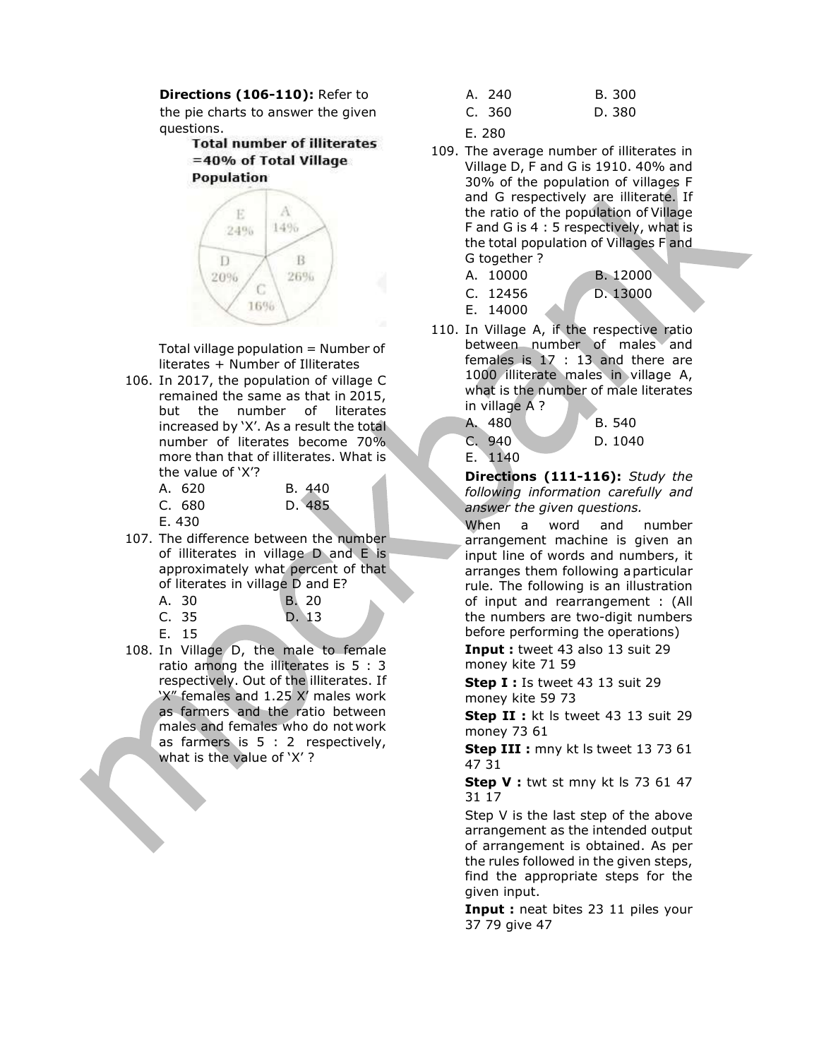**Directions (106-110):** Refer to the pie charts to answer the given questions.

**Total number of illiterates =40% of Total Village Population**

E 24%, A 14%, B 26%, C 16%, D 20%

Total village population = Number of literates + Number of Illiterates

106. In 2017, the population of village C remained the same as that in 2015, but the number of literates increased by 'X'. As a result the total number of literates become 70% more than that of illiterates. What is the value of 'X'?
   A. 620 B. 440
   C. 680 D. 485
   E. 430

107. The difference between the number of illiterates in village D and E is approximately what percent of that of literates in village D and E?
   A. 30 B. 20
   C. 35 D. 13
   E. 15

108. In Village D, the male to female ratio among the illiterates is 5 : 3 respectively. Out of the illiterates. If 'X" females and 1.25 X' males work as farmers and the ratio between males and females who do not work as farmers is 5 : 2 respectively, what is the value of 'X' ?
   A. 240 B. 300
   C. 360 D. 380
   E. 280

109. The average number of illiterates in Village D, F and G is 1910. 40% and 30% of the population of villages F and G respectively are illiterate. If the ratio of the population of Village F and G is 4 : 5 respectively, what is the total population of Villages F and G together ?
   A. 10000 B. 12000
   C. 12456 D. 13000
   E. 14000

110. In Village A, if the respective ratio between number of males and females is 17 : 13 and there are 1000 illiterate males in village A, what is the number of male literates in village A ?
   A. 480 B. 540
   C. 940 D. 1040
   E. 1140

**Directions (111-116):** *Study the following information carefully and answer the given questions.*

When a word and number arrangement machine is given an input line of words and numbers, it arranges them following a particular rule. The following is an illustration of input and rearrangement : (All the numbers are two-digit numbers before performing the operations)

**Input :** tweet 43 also 13 suit 29 money kite 71 59

**Step I :** ls tweet 43 13 suit 29 money kite 59 73

**Step II :** kt ls tweet 43 13 suit 29 money 73 61

**Step III :** mny kt ls tweet 13 73 61 47 31

**Step V :** twt st mny kt ls 73 61 47 31 17

Step V is the last step of the above arrangement as the intended output of arrangement is obtained. As per the rules followed in the given steps, find the appropriate steps for the given input.

**Input :** neat bites 23 11 piles your 37 79 give 47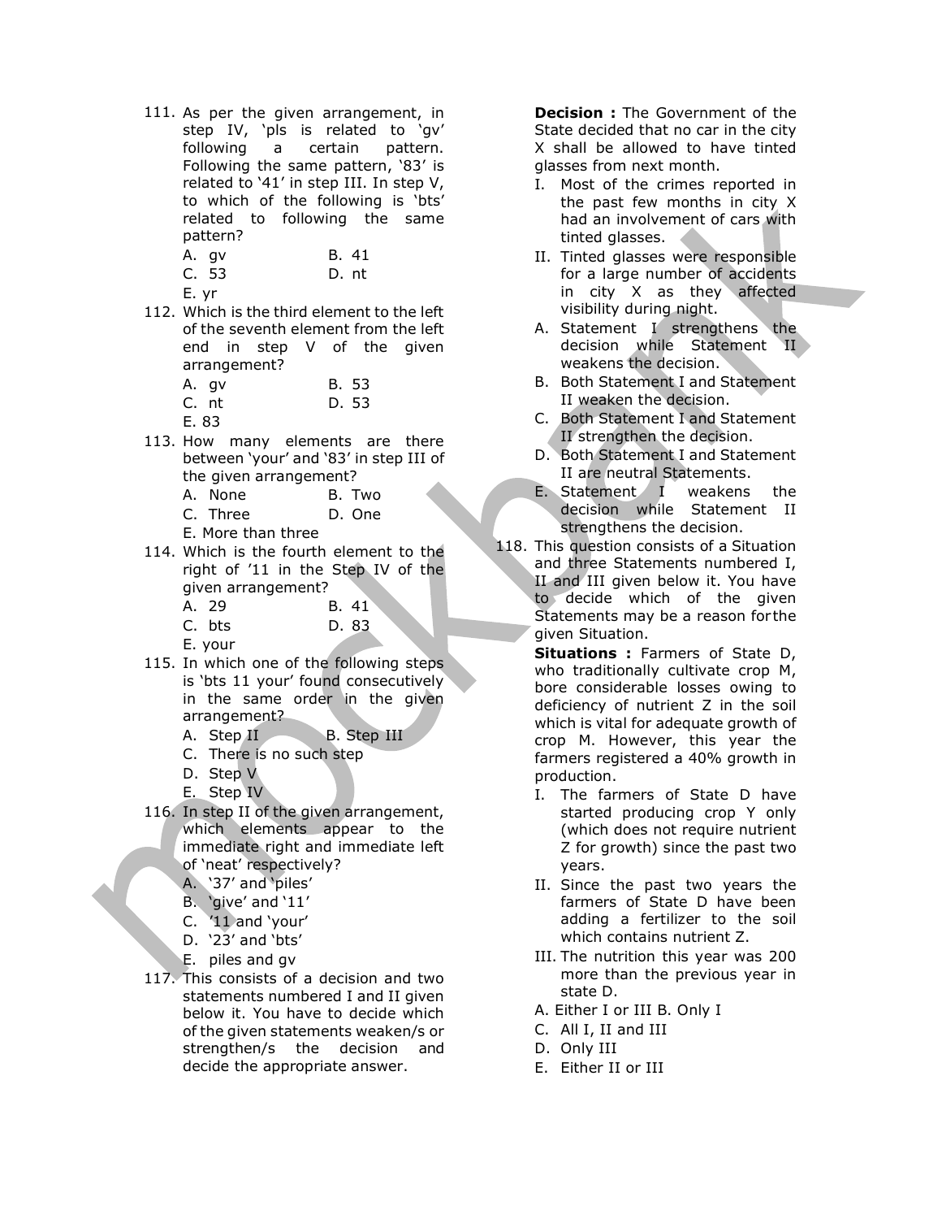111. As per the given arrangement, in step IV, 'pls is related to 'gv' following a certain pattern. Following the same pattern, '83' is related to '41' in step III. In step V, to which of the following is 'bts' related to following the same pattern?

A. gv
B. 41
C. 53
D. nt
E. yr

112. Which is the third element to the left of the seventh element from the left end in step V of the given arrangement?

A. gv
B. 53
C. nt
D. 53
E. 83

113. How many elements are there between 'your' and '83' in step III of the given arrangement?

A. None
B. Two
C. Three
D. One
E. More than three

114. Which is the fourth element to the right of '11 in the Step IV of the given arrangement?

A. 29
B. 41
C. bts
D. 83
E. your

115. In which one of the following steps is 'bts 11 your' found consecutively in the same order in the given arrangement?

A. Step II
B. Step III
C. There is no such step
D. Step V
E. Step IV

116. In step II of the given arrangement, which elements appear to the immediate right and immediate left of 'neat' respectively?

A. '37' and 'piles'
B. 'give' and '11'
C. '11 and 'your'
D. '23' and 'bts'
E. piles and gv

117. This consists of a decision and two statements numbered I and II given below it. You have to decide which of the given statements weaken/s or strengthen/s the decision and decide the appropriate answer.

**Decision :** The Government of the State decided that no car in the city X shall be allowed to have tinted glasses from next month.

I. Most of the crimes reported in the past few months in city X had an involvement of cars with tinted glasses.
II. Tinted glasses were responsible for a large number of accidents in city X as they affected visibility during night.

A. Statement I strengthens the decision while Statement II weakens the decision.
B. Both Statement I and Statement II weaken the decision.
C. Both Statement I and Statement II strengthen the decision.
D. Both Statement I and Statement II are neutral Statements.
E. Statement I weakens the decision while Statement II strengthens the decision.

118. This question consists of a Situation and three Statements numbered I, II and III given below it. You have to decide which of the given Statements may be a reason forthe given Situation.

**Situations :** Farmers of State D, who traditionally cultivate crop M, bore considerable losses owing to deficiency of nutrient Z in the soil which is vital for adequate growth of crop M. However, this year the farmers registered a 40% growth in production.

I. The farmers of State D have started producing crop Y only (which does not require nutrient Z for growth) since the past two years.
II. Since the past two years the farmers of State D have been adding a fertilizer to the soil which contains nutrient Z.
III. The nutrition this year was 200 more than the previous year in state D.

A. Either I or III B. Only I
C. All I, II and III
D. Only III
E. Either II or III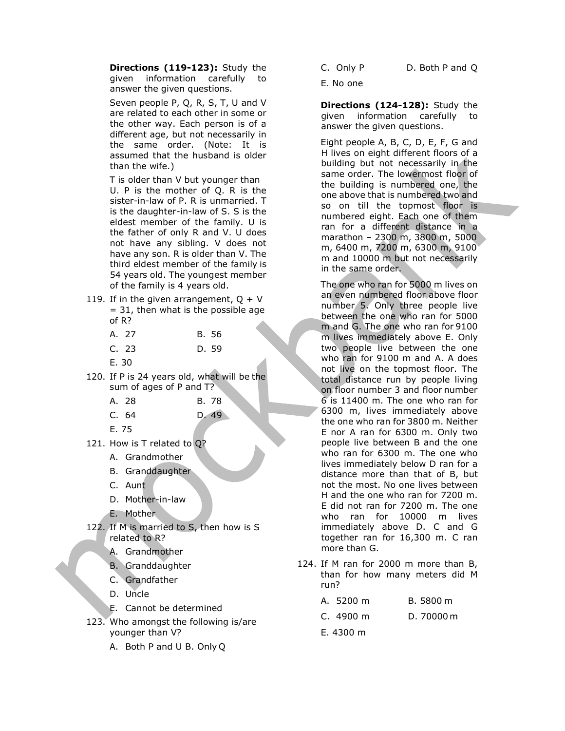**Directions (119-123):** Study the given information carefully to answer the given questions.

Seven people P, Q, R, S, T, U and V are related to each other in some or the other way. Each person is of a different age, but not necessarily in the same order. (Note: It is assumed that the husband is older than the wife.)

T is older than V but younger than U. P is the mother of Q. R is the sister-in-law of P. R is unmarried. T is the daughter-in-law of S. S is the eldest member of the family. U is the father of only R and V. U does not have any sibling. V does not have any son. R is older than V. The third eldest member of the family is 54 years old. The youngest member of the family is 4 years old.

119. If in the given arrangement, Q + V = 31, then what is the possible age of R?

A. 27 B. 56

C. 23 D. 59

E. 30

120. If P is 24 years old, what will be the sum of ages of P and T?

A. 28 B. 78

C. 64 D. 49

E. 75

121. How is T related to Q?

A. Grandmother
B. Granddaughter
C. Aunt
D. Mother-in-law
E. Mother

122. If M is married to S, then how is S related to R?

A. Grandmother
B. Granddaughter
C. Grandfather
D. Uncle
E. Cannot be determined

123. Who amongst the following is/are younger than V?

A. Both P and U B. Only Q

C. Only P D. Both P and Q

E. No one

**Directions (124-128):** Study the given information carefully to answer the given questions.

Eight people A, B, C, D, E, F, G and H lives on eight different floors of a building but not necessarily in the same order. The lowermost floor of the building is numbered one, the one above that is numbered two and so on till the topmost floor is numbered eight. Each one of them ran for a different distance in a marathon – 2300 m, 3800 m, 5000 m, 6400 m, 7200 m, 6300 m, 9100 m and 10000 m but not necessarily in the same order.

The one who ran for 5000 m lives on an even numbered floor above floor number 5. Only three people live between the one who ran for 5000 m and G. The one who ran for 9100 m lives immediately above E. Only two people live between the one who ran for 9100 m and A. A does not live on the topmost floor. The total distance run by people living on floor number 3 and floor number 6 is 11400 m. The one who ran for 6300 m, lives immediately above the one who ran for 3800 m. Neither E nor A ran for 6300 m. Only two people live between B and the one who ran for 6300 m. The one who lives immediately below D ran for a distance more than that of B, but not the most. No one lives between H and the one who ran for 7200 m. E did not ran for 7200 m. The one who ran for 10000 m lives immediately above D. C and G together ran for 16,300 m. C ran more than G.

124. If M ran for 2000 m more than B, than for how many meters did M run?

A. 5200 m B. 5800 m

C. 4900 m D. 70000 m

E. 4300 m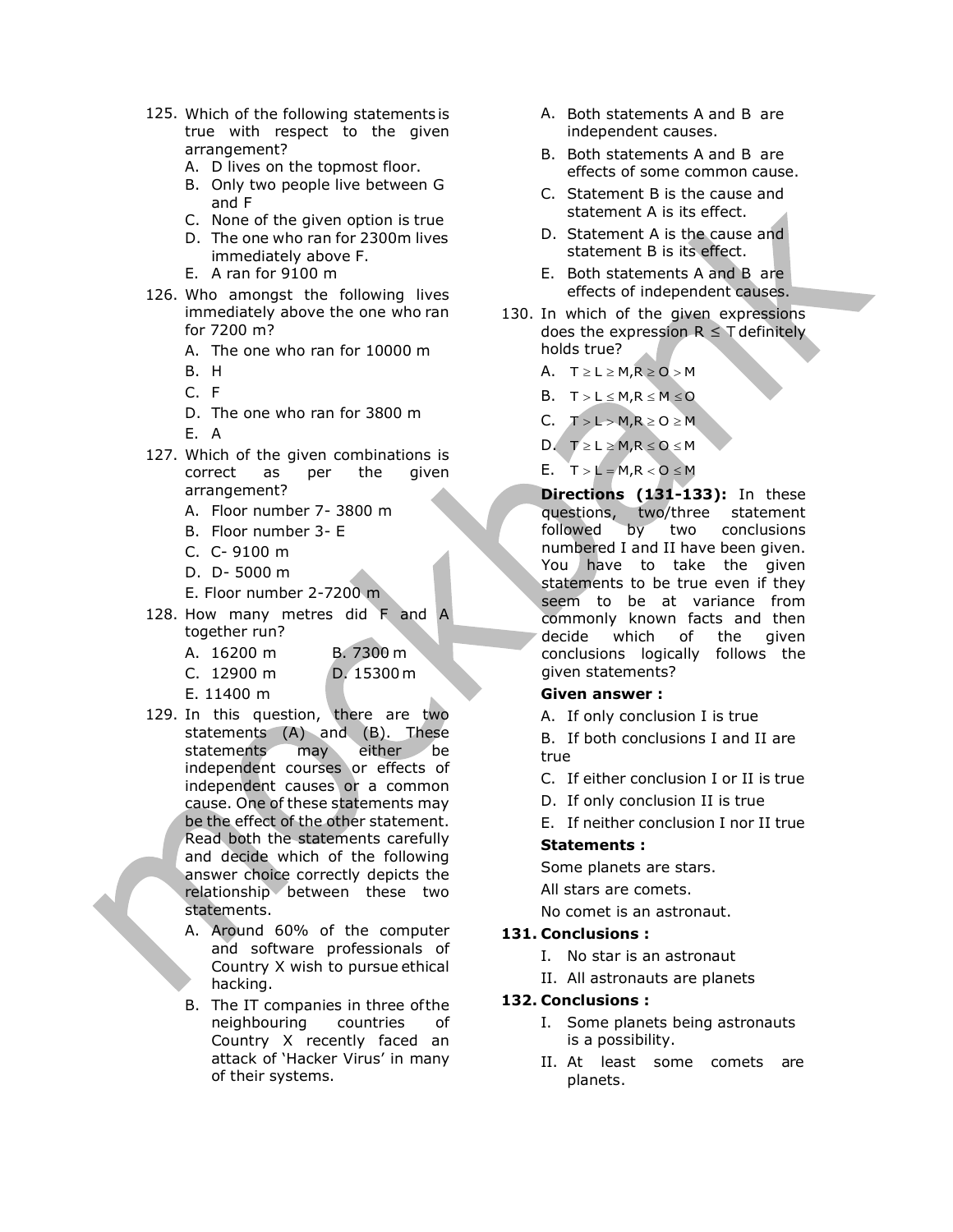125. Which of the following statements is true with respect to the given arrangement?

   A. D lives on the topmost floor.
   B. Only two people live between G and F
   C. None of the given option is true
   D. The one who ran for 2300m lives immediately above F.
   E. A ran for 9100 m

126. Who amongst the following lives immediately above the one who ran for 7200 m?

   A. The one who ran for 10000 m
   B. H
   C. F
   D. The one who ran for 3800 m
   E. A

127. Which of the given combinations is correct as per the given arrangement?

   A. Floor number 7- 3800 m
   B. Floor number 3- E
   C. C- 9100 m
   D. D- 5000 m
   E. Floor number 2-7200 m

128. How many metres did F and A together run?

   A. 16200 m
   B. 7300 m
   C. 12900 m
   D. 15300 m
   E. 11400 m

129. In this question, there are two statements (A) and (B). These statements may either be independent courses or effects of independent causes or a common cause. One of these statements may be the effect of the other statement. Read both the statements carefully and decide which of the following answer choice correctly depicts the relationship between these two statements.

   A. Around 60% of the computer and software professionals of Country X wish to pursue ethical hacking.
   B. The IT companies in three of the neighbouring countries of Country X recently faced an attack of 'Hacker Virus' in many of their systems.

   A. Both statements A and B are independent causes.
   B. Both statements A and B are effects of some common cause.
   C. Statement B is the cause and statement A is its effect.
   D. Statement A is the cause and statement B is its effect.
   E. Both statements A and B are effects of independent causes.

130. In which of the given expressions does the expression $R \leq T$ definitely holds true?

   A. $T \geq L \geq M, R \geq O > M$
   B. $T > L \leq M, R \leq M \leq O$
   C. $T > L > M, R \geq O \geq M$
   D. $T \geq L \geq M, R \leq O \leq M$
   E. $T > L = M, R < O \leq M$

**Directions (131-133):** In these questions, two/three statement followed by two conclusions numbered I and II have been given. You have to take the given statements to be true even if they seem to be at variance from commonly known facts and then decide which of the given conclusions logically follows the given statements?

**Given answer :**

A. If only conclusion I is true

B. If both conclusions I and II are true

C. If either conclusion I or II is true

D. If only conclusion II is true

E. If neither conclusion I nor II true

**Statements :**

Some planets are stars.

All stars are comets.

No comet is an astronaut.

**131. Conclusions :**

   I. No star is an astronaut
   II. All astronauts are planets

**132. Conclusions :**

   I. Some planets being astronauts is a possibility.
   II. At least some comets are planets.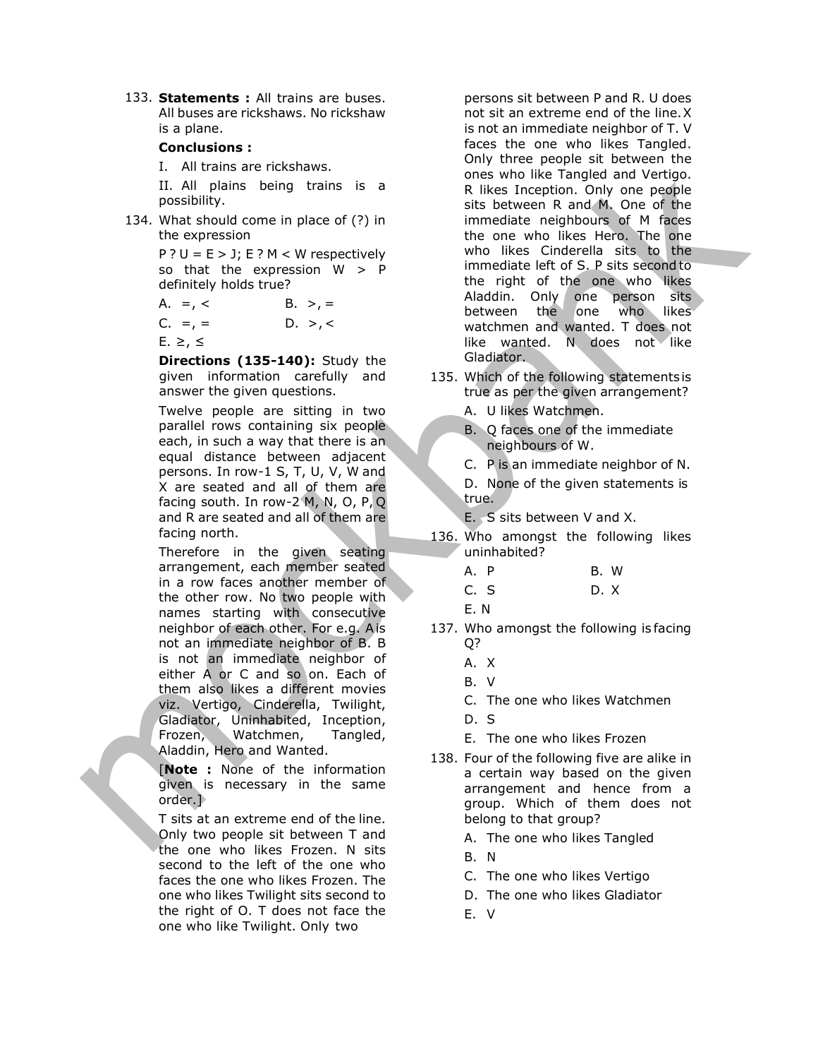133. **Statements :** All trains are buses. All buses are rickshaws. No rickshaw is a plane.

**Conclusions :**

I. All trains are rickshaws.

II. All plains being trains is a possibility.

134. What should come in place of (?) in the expression

P ? U = E > J; E ? M < W respectively so that the expression W > P definitely holds true?

A. =, <  
B. >, =  
C. =, =  
D. >, <  
E. ≥, ≤

**Directions (135-140):** Study the given information carefully and answer the given questions.

Twelve people are sitting in two parallel rows containing six people each, in such a way that there is an equal distance between adjacent persons. In row-1 S, T, U, V, W and X are seated and all of them are facing south. In row-2 M, N, O, P, Q and R are seated and all of them are facing north.

Therefore in the given seating arrangement, each member seated in a row faces another member of the other row. No two people with names starting with consecutive neighbor of each other. For e.g. A is not an immediate neighbor of B. B is not an immediate neighbor of either A or C and so on. Each of them also likes a different movies viz. Vertigo, Cinderella, Twilight, Gladiator, Uninhabited, Inception, Frozen, Watchmen, Tangled, Aladdin, Hero and Wanted.

[**Note :** None of the information given is necessary in the same order.]

T sits at an extreme end of the line. Only two people sit between T and the one who likes Frozen. N sits second to the left of the one who faces the one who likes Frozen. The one who likes Twilight sits second to the right of O. T does not face the one who like Twilight. Only two persons sit between P and R. U does not sit an extreme end of the line. X is not an immediate neighbor of T. V faces the one who likes Tangled. Only three people sit between the ones who like Tangled and Vertigo. R likes Inception. Only one people sits between R and M. One of the immediate neighbours of M faces the one who likes Hero. The one who likes Cinderella sits to the immediate left of S. P sits second to the right of the one who likes Aladdin. Only one person sits between the one who likes watchmen and wanted. T does not like wanted. N does not like Gladiator.

135. Which of the following statements is true as per the given arrangement?

A. U likes Watchmen.  
B. Q faces one of the immediate neighbours of W.  
C. P is an immediate neighbor of N.  
D. None of the given statements is true.  
E. S sits between V and X.

136. Who amongst the following likes uninhabited?

A. P  
B. W  
C. S  
D. X  
E. N

137. Who amongst the following is facing Q?

A. X  
B. V  
C. The one who likes Watchmen  
D. S  
E. The one who likes Frozen

138. Four of the following five are alike in a certain way based on the given arrangement and hence from a group. Which of them does not belong to that group?

A. The one who likes Tangled  
B. N  
C. The one who likes Vertigo  
D. The one who likes Gladiator  
E. V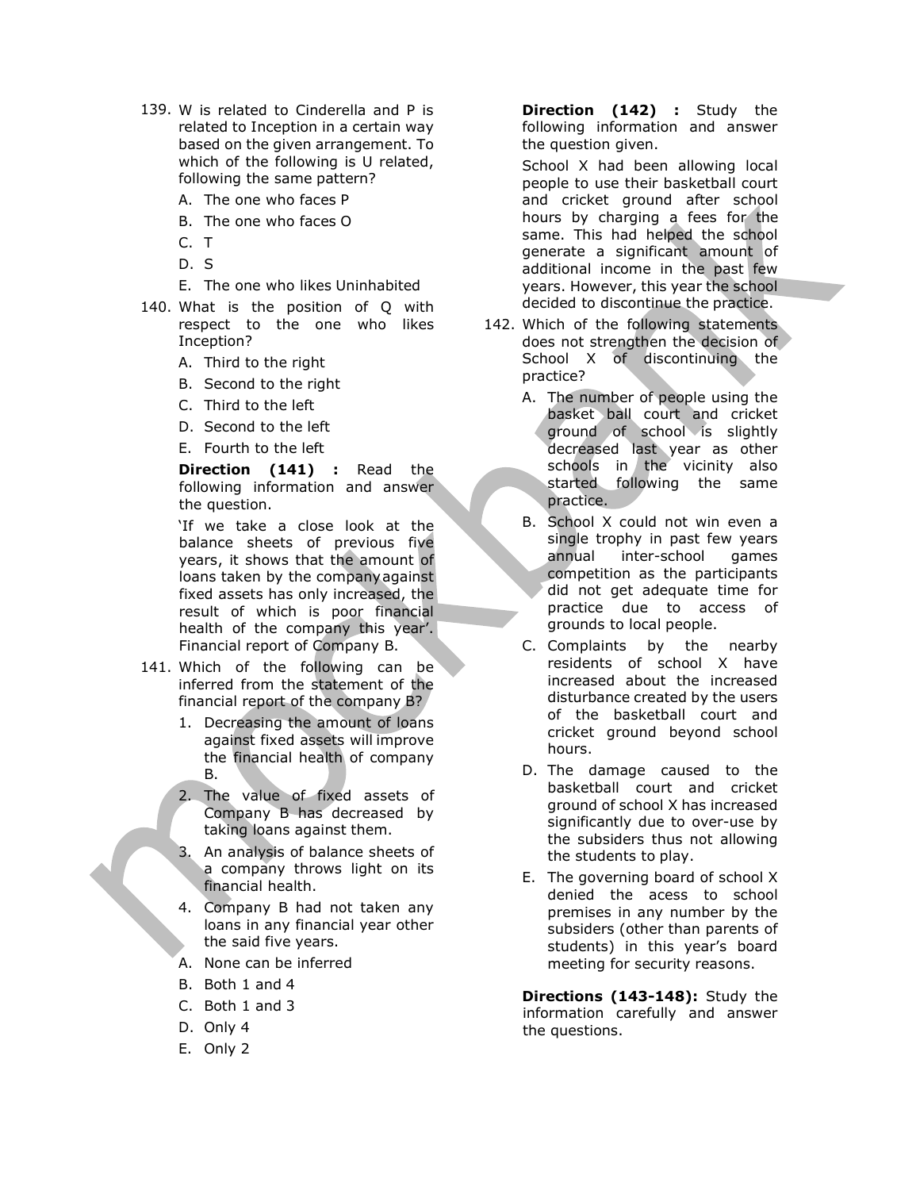139. W is related to Cinderella and P is related to Inception in a certain way based on the given arrangement. To which of the following is U related, following the same pattern?

A. The one who faces P
B. The one who faces O
C. T
D. S
E. The one who likes Uninhabited

140. What is the position of Q with respect to the one who likes Inception?

A. Third to the right
B. Second to the right
C. Third to the left
D. Second to the left
E. Fourth to the left

**Direction (141) :** Read the following information and answer the question.

'If we take a close look at the balance sheets of previous five years, it shows that the amount of loans taken by the company against fixed assets has only increased, the result of which is poor financial health of the company this year'. Financial report of Company B.

141. Which of the following can be inferred from the statement of the financial report of the company B?

1. Decreasing the amount of loans against fixed assets will improve the financial health of company B.
2. The value of fixed assets of Company B has decreased by taking loans against them.
3. An analysis of balance sheets of a company throws light on its financial health.
4. Company B had not taken any loans in any financial year other the said five years.

A. None can be inferred
B. Both 1 and 4
C. Both 1 and 3
D. Only 4
E. Only 2

**Direction (142) :** Study the following information and answer the question given.

School X had been allowing local people to use their basketball court and cricket ground after school hours by charging a fees for the same. This had helped the school generate a significant amount of additional income in the past few years. However, this year the school decided to discontinue the practice.

142. Which of the following statements does not strengthen the decision of School X of discontinuing the practice?

A. The number of people using the basket ball court and cricket ground of school is slightly decreased last year as other schools in the vicinity also started following the same practice.
B. School X could not win even a single trophy in past few years annual inter-school games competition as the participants did not get adequate time for practice due to access of grounds to local people.
C. Complaints by the nearby residents of school X have increased about the increased disturbance created by the users of the basketball court and cricket ground beyond school hours.
D. The damage caused to the basketball court and cricket ground of school X has increased significantly due to over-use by the subsiders thus not allowing the students to play.
E. The governing board of school X denied the acess to school premises in any number by the subsiders (other than parents of students) in this year's board meeting for security reasons.

**Directions (143-148):** Study the information carefully and answer the questions.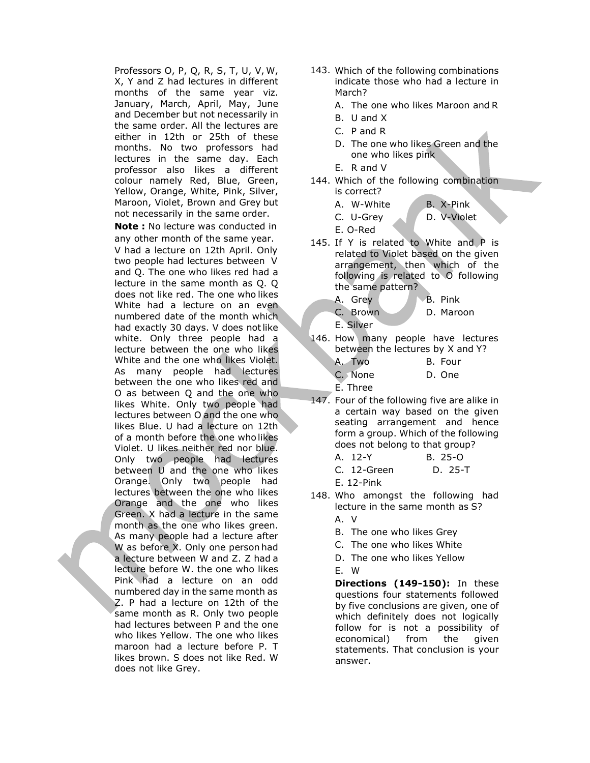Professors O, P, Q, R, S, T, U, V, W, X, Y and Z had lectures in different months of the same year viz. January, March, April, May, June and December but not necessarily in the same order. All the lectures are either in 12th or 25th of these months. No two professors had lectures in the same day. Each professor also likes a different colour namely Red, Blue, Green, Yellow, Orange, White, Pink, Silver, Maroon, Violet, Brown and Grey but not necessarily in the same order.

**Note :** No lecture was conducted in any other month of the same year.

V had a lecture on 12th April. Only two people had lectures between V and Q. The one who likes red had a lecture in the same month as Q. Q does not like red. The one who likes White had a lecture on an even numbered date of the month which had exactly 30 days. V does not like white. Only three people had a lecture between the one who likes White and the one who likes Violet. As many people had lectures between the one who likes red and O as between Q and the one who likes White. Only two people had lectures between O and the one who likes Blue. U had a lecture on 12th of a month before the one who likes Violet. U likes neither red nor blue. Only two people had lectures between U and the one who likes Orange. Only two people had lectures between the one who likes Orange and the one who likes Green. X had a lecture in the same month as the one who likes green. As many people had a lecture after W as before X. Only one person had a lecture between W and Z. Z had a lecture before W. the one who likes Pink had a lecture on an odd numbered day in the same month as Z. P had a lecture on 12th of the same month as R. Only two people had lectures between P and the one who likes Yellow. The one who likes maroon had a lecture before P. T likes brown. S does not like Red. W does not like Grey.

143. Which of the following combinations indicate those who had a lecture in March?

A. The one who likes Maroon and R
B. U and X
C. P and R
D. The one who likes Green and the one who likes pink
E. R and V

144. Which of the following combination is correct?

A. W-White
B. X-Pink
C. U-Grey
D. V-Violet
E. O-Red

145. If Y is related to White and P is related to Violet based on the given arrangement, then which of the following is related to O following the same pattern?

A. Grey
B. Pink
C. Brown
D. Maroon
E. Silver

146. How many people have lectures between the lectures by X and Y?

A. Two
B. Four
C. None
D. One
E. Three

147. Four of the following five are alike in a certain way based on the given seating arrangement and hence form a group. Which of the following does not belong to that group?

A. 12-Y
B. 25-O
C. 12-Green
D. 25-T
E. 12-Pink

148. Who amongst the following had lecture in the same month as S?

A. V
B. The one who likes Grey
C. The one who likes White
D. The one who likes Yellow
E. W

**Directions (149-150):** In these questions four statements followed by five conclusions are given, one of which definitely does not logically follow for is not a possibility of economical) from the given statements. That conclusion is your answer.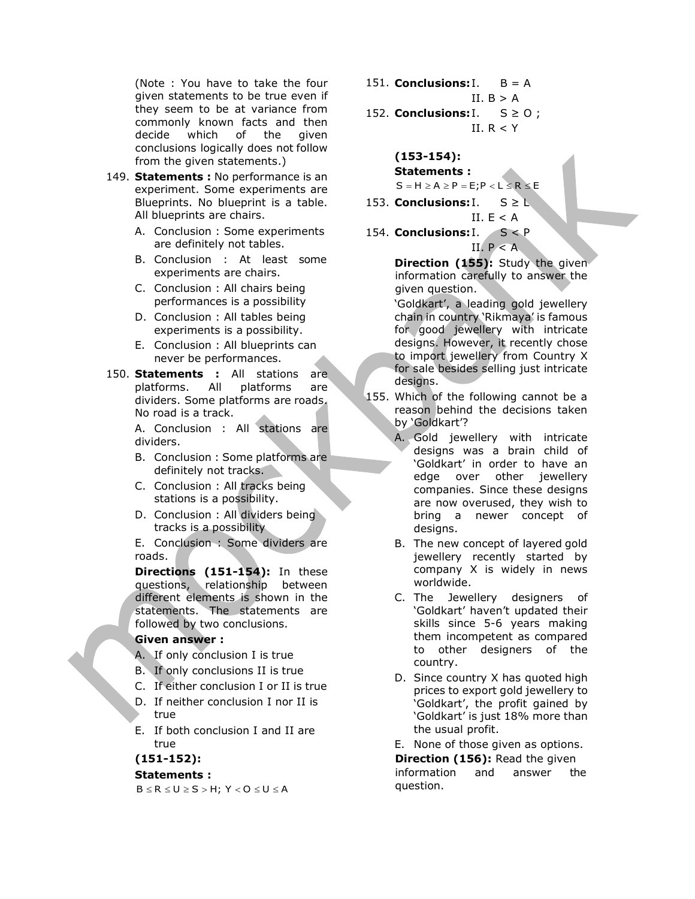(Note : You have to take the four given statements to be true even if they seem to be at variance from commonly known facts and then decide which of the given conclusions logically does not follow from the given statements.)

149. **Statements :** No performance is an experiment. Some experiments are Blueprints. No blueprint is a table. All blueprints are chairs.
   - A. Conclusion : Some experiments are definitely not tables.
   - B. Conclusion : At least some experiments are chairs.
   - C. Conclusion : All chairs being performances is a possibility
   - D. Conclusion : All tables being experiments is a possibility.
   - E. Conclusion : All blueprints can never be performances.

150. **Statements :** All stations are platforms. All platforms are dividers. Some platforms are roads. No road is a track.
   - A. Conclusion : All stations are dividers.
   - B. Conclusion : Some platforms are definitely not tracks.
   - C. Conclusion : All tracks being stations is a possibility.
   - D. Conclusion : All dividers being tracks is a possibility
   - E. Conclusion : Some dividers are roads.

**Directions (151-154):** In these questions, relationship between different elements is shown in the statements. The statements are followed by two conclusions.

**Given answer :**

- A. If only conclusion I is true
- B. If only conclusions II is true
- C. If either conclusion I or II is true
- D. If neither conclusion I nor II is true
- E. If both conclusion I and II are true

**(151-152):**

**Statements :**

$B \leq R \leq U \geq S > H;\ Y < O \leq U \leq A$

151. **Conclusions:** I. $B = A$
   II. $B > A$

152. **Conclusions:** I. $S \geq O$ ;
   II. $R < Y$

**(153-154):**

**Statements :**

$S = H \geq A \geq P = E; P < L \leq R \leq E$

153. **Conclusions:** I. $S \geq L$
   II. $E < A$

154. **Conclusions:** I. $S < P$
   II. $P < A$

**Direction (155):** Study the given information carefully to answer the given question.

'Goldkart', a leading gold jewellery chain in country 'Rikmaya' is famous for good jewellery with intricate designs. However, it recently chose to import jewellery from Country X for sale besides selling just intricate designs.

155. Which of the following cannot be a reason behind the decisions taken by 'Goldkart'?
   - A. Gold jewellery with intricate designs was a brain child of 'Goldkart' in order to have an edge over other jewellery companies. Since these designs are now overused, they wish to bring a newer concept of designs.
   - B. The new concept of layered gold jewellery recently started by company X is widely in news worldwide.
   - C. The Jewellery designers of 'Goldkart' haven't updated their skills since 5-6 years making them incompetent as compared to other designers of the country.
   - D. Since country X has quoted high prices to export gold jewellery to 'Goldkart', the profit gained by 'Goldkart' is just 18% more than the usual profit.
   - E. None of those given as options.

**Direction (156):** Read the given information and answer the question.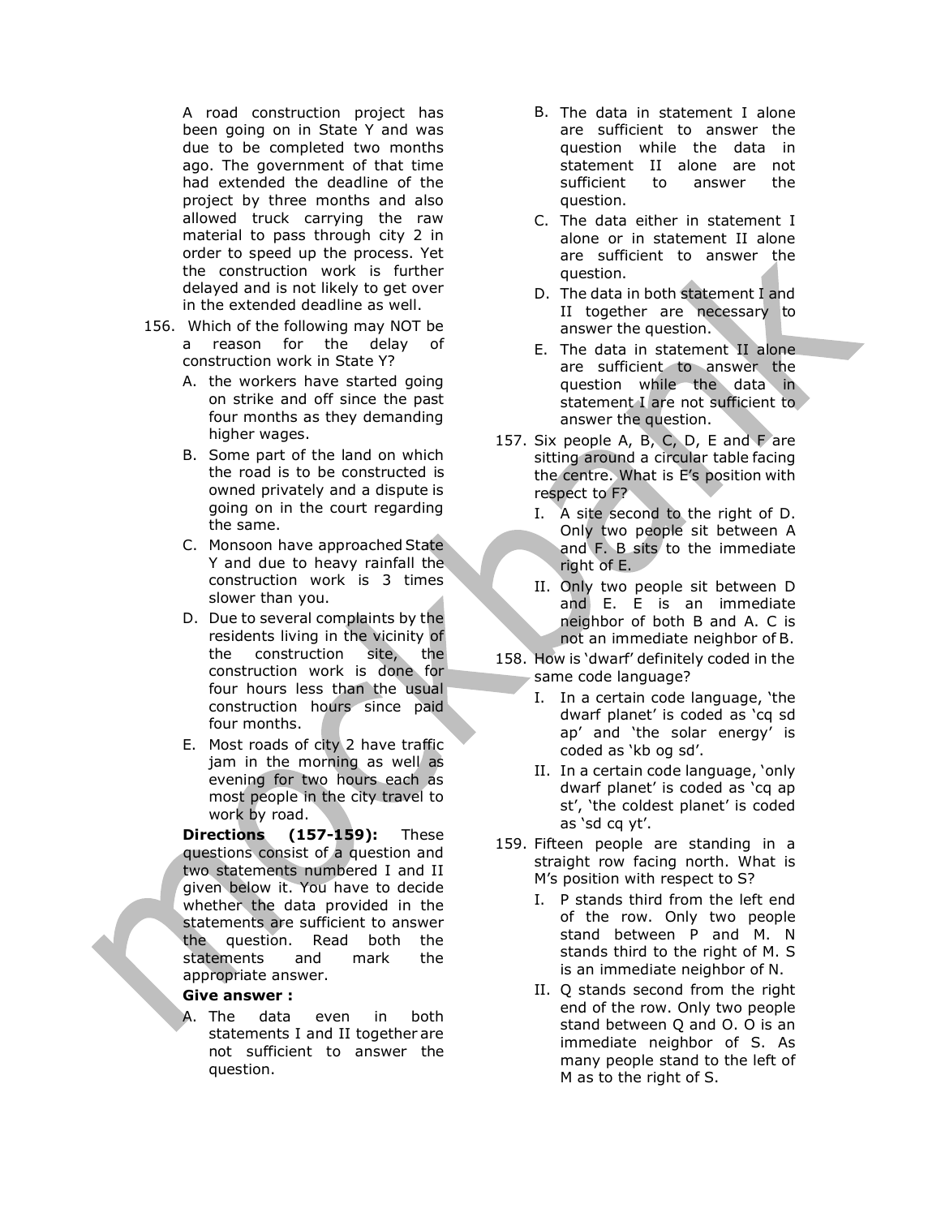A road construction project has been going on in State Y and was due to be completed two months ago. The government of that time had extended the deadline of the project by three months and also allowed truck carrying the raw material to pass through city 2 in order to speed up the process. Yet the construction work is further delayed and is not likely to get over in the extended deadline as well.

156. Which of the following may NOT be a reason for the delay of construction work in State Y?

   A. the workers have started going on strike and off since the past four months as they demanding higher wages.

   B. Some part of the land on which the road is to be constructed is owned privately and a dispute is going on in the court regarding the same.

   C. Monsoon have approached State Y and due to heavy rainfall the construction work is 3 times slower than you.

   D. Due to several complaints by the residents living in the vicinity of the construction site, the construction work is done for four hours less than the usual construction hours since paid four months.

   E. Most roads of city 2 have traffic jam in the morning as well as evening for two hours each as most people in the city travel to work by road.

**Directions (157-159):** These questions consist of a question and two statements numbered I and II given below it. You have to decide whether the data provided in the statements are sufficient to answer the question. Read both the statements and mark the appropriate answer.

**Give answer :**

A. The data even in both statements I and II together are not sufficient to answer the question.

B. The data in statement I alone are sufficient to answer the question while the data in statement II alone are not sufficient to answer the question.

C. The data either in statement I alone or in statement II alone are sufficient to answer the question.

D. The data in both statement I and II together are necessary to answer the question.

E. The data in statement II alone are sufficient to answer the question while the data in statement I are not sufficient to answer the question.

157. Six people A, B, C, D, E and F are sitting around a circular table facing the centre. What is E's position with respect to F?

   I. A site second to the right of D. Only two people sit between A and F. B sits to the immediate right of E.

   II. Only two people sit between D and E. E is an immediate neighbor of both B and A. C is not an immediate neighbor of B.

158. How is 'dwarf' definitely coded in the same code language?

   I. In a certain code language, 'the dwarf planet' is coded as 'cq sd ap' and 'the solar energy' is coded as 'kb og sd'.

   II. In a certain code language, 'only dwarf planet' is coded as 'cq ap st', 'the coldest planet' is coded as 'sd cq yt'.

159. Fifteen people are standing in a straight row facing north. What is M's position with respect to S?

   I. P stands third from the left end of the row. Only two people stand between P and M. N stands third to the right of M. S is an immediate neighbor of N.

   II. Q stands second from the right end of the row. Only two people stand between Q and O. O is an immediate neighbor of S. As many people stand to the left of M as to the right of S.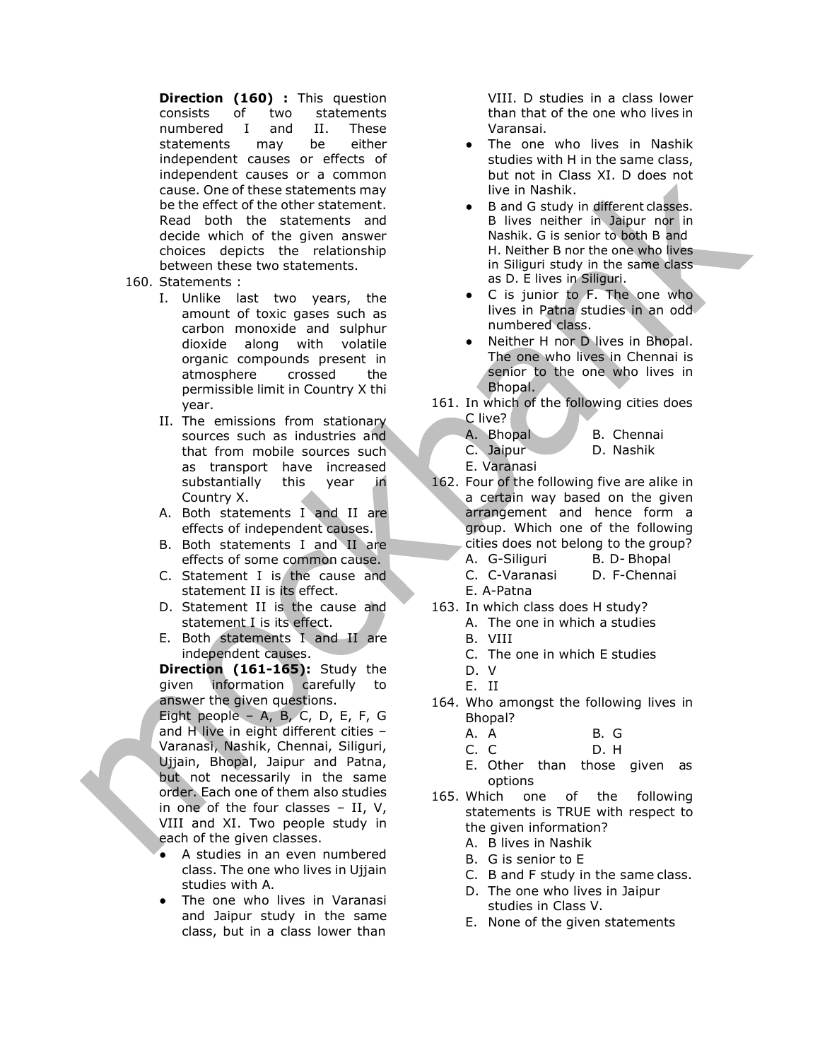**Direction (160) :** This question consists of two statements numbered I and II. These statements may be either independent causes or effects of independent causes or a common cause. One of these statements may be the effect of the other statement. Read both the statements and decide which of the given answer choices depicts the relationship between these two statements.

160. Statements :

I. Unlike last two years, the amount of toxic gases such as carbon monoxide and sulphur dioxide along with volatile organic compounds present in atmosphere crossed the permissible limit in Country X thi year.

II. The emissions from stationary sources such as industries and that from mobile sources such as transport have increased substantially this year in Country X.

A. Both statements I and II are effects of independent causes.
B. Both statements I and II are effects of some common cause.
C. Statement I is the cause and statement II is its effect.
D. Statement II is the cause and statement I is its effect.
E. Both statements I and II are independent causes.

**Direction (161-165):** Study the given information carefully to answer the given questions.

Eight people – A, B, C, D, E, F, G and H live in eight different cities – Varanasi, Nashik, Chennai, Siliguri, Ujjain, Bhopal, Jaipur and Patna, but not necessarily in the same order. Each one of them also studies in one of the four classes – II, V, VIII and XI. Two people study in each of the given classes.

- A studies in an even numbered class. The one who lives in Ujjain studies with A.
- The one who lives in Varanasi and Jaipur study in the same class, but in a class lower than VIII. D studies in a class lower than that of the one who lives in Varansai.
- The one who lives in Nashik studies with H in the same class, but not in Class XI. D does not live in Nashik.
- B and G study in different classes. B lives neither in Jaipur nor in Nashik. G is senior to both B and H. Neither B nor the one who lives in Siliguri study in the same class as D. E lives in Siliguri.
- C is junior to F. The one who lives in Patna studies in an odd numbered class.
- Neither H nor D lives in Bhopal. The one who lives in Chennai is senior to the one who lives in Bhopal.

161. In which of the following cities does C live?

A. Bhopal
B. Chennai
C. Jaipur
D. Nashik
E. Varanasi

162. Four of the following five are alike in a certain way based on the given arrangement and hence form a group. Which one of the following cities does not belong to the group?

A. G-Siliguri
B. D- Bhopal
C. C-Varanasi
D. F-Chennai
E. A-Patna

163. In which class does H study?

A. The one in which a studies
B. VIII
C. The one in which E studies
D. V
E. II

164. Who amongst the following lives in Bhopal?

A. A
B. G
C. C
D. H
E. Other than those given as options

165. Which one of the following statements is TRUE with respect to the given information?

A. B lives in Nashik
B. G is senior to E
C. B and F study in the same class.
D. The one who lives in Jaipur studies in Class V.
E. None of the given statements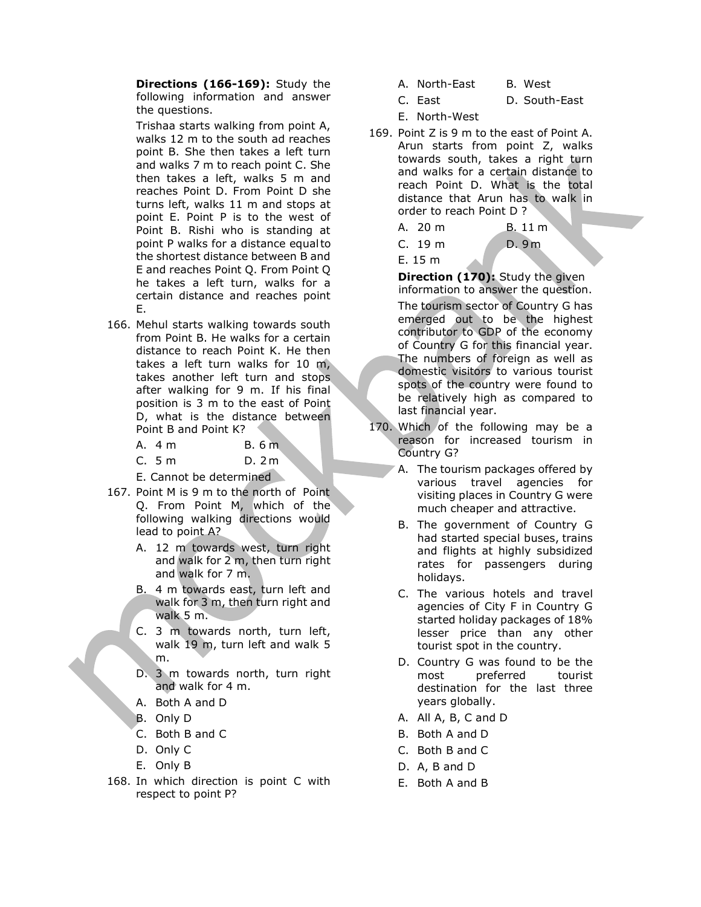**Directions (166-169):** Study the following information and answer the questions.

Trishaa starts walking from point A, walks 12 m to the south ad reaches point B. She then takes a left turn and walks 7 m to reach point C. She then takes a left, walks 5 m and reaches Point D. From Point D she turns left, walks 11 m and stops at point E. Point P is to the west of Point B. Rishi who is standing at point P walks for a distance equal to the shortest distance between B and E and reaches Point Q. From Point Q he takes a left turn, walks for a certain distance and reaches point E.

166. Mehul starts walking towards south from Point B. He walks for a certain distance to reach Point K. He then takes a left turn walks for 10 m, takes another left turn and stops after walking for 9 m. If his final position is 3 m to the east of Point D, what is the distance between Point B and Point K?

A. 4 m
B. 6 m
C. 5 m
D. 2 m
E. Cannot be determined

167. Point M is 9 m to the north of Point Q. From Point M, which of the following walking directions would lead to point A?

A. 12 m towards west, turn right and walk for 2 m, then turn right and walk for 7 m.
B. 4 m towards east, turn left and walk for 3 m, then turn right and walk 5 m.
C. 3 m towards north, turn left, walk 19 m, turn left and walk 5 m.
D. 3 m towards north, turn right and walk for 4 m.

A. Both A and D
B. Only D
C. Both B and C
D. Only C
E. Only B

168. In which direction is point C with respect to point P?

A. North-East
B. West
C. East
D. South-East
E. North-West

169. Point Z is 9 m to the east of Point A. Arun starts from point Z, walks towards south, takes a right turn and walks for a certain distance to reach Point D. What is the total distance that Arun has to walk in order to reach Point D ?

A. 20 m
B. 11 m
C. 19 m
D. 9 m
E. 15 m

**Direction (170):** Study the given information to answer the question.

The tourism sector of Country G has emerged out to be the highest contributor to GDP of the economy of Country G for this financial year. The numbers of foreign as well as domestic visitors to various tourist spots of the country were found to be relatively high as compared to last financial year.

170. Which of the following may be a reason for increased tourism in Country G?

A. The tourism packages offered by various travel agencies for visiting places in Country G were much cheaper and attractive.
B. The government of Country G had started special buses, trains and flights at highly subsidized rates for passengers during holidays.
C. The various hotels and travel agencies of City F in Country G started holiday packages of 18% lesser price than any other tourist spot in the country.
D. Country G was found to be the most preferred tourist destination for the last three years globally.

A. All A, B, C and D
B. Both A and D
C. Both B and C
D. A, B and D
E. Both A and B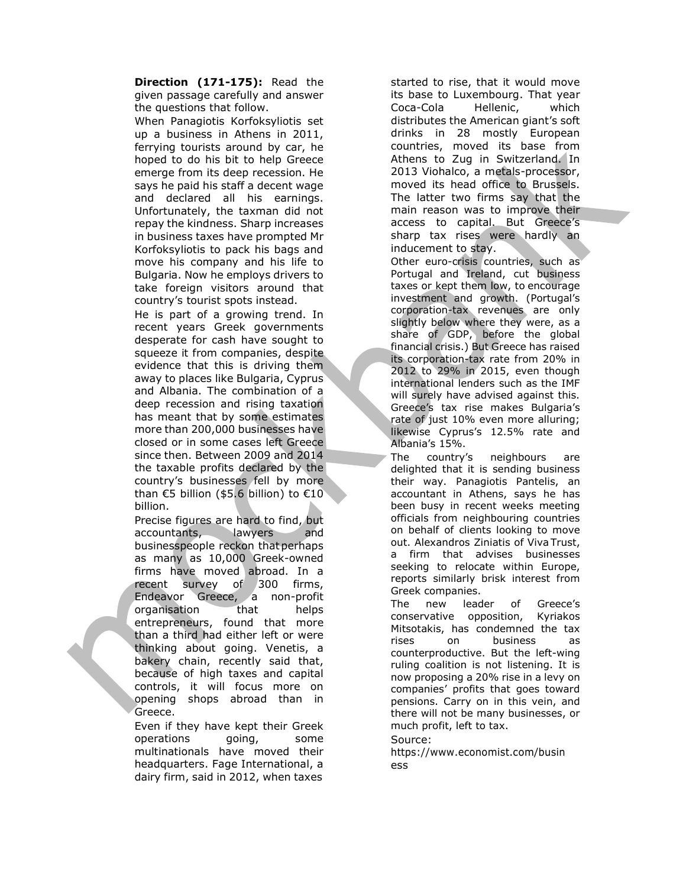**Direction (171-175):** Read the given passage carefully and answer the questions that follow.

When Panagiotis Korfoksyliotis set up a business in Athens in 2011, ferrying tourists around by car, he hoped to do his bit to help Greece emerge from its deep recession. He says he paid his staff a decent wage and declared all his earnings. Unfortunately, the taxman did not repay the kindness. Sharp increases in business taxes have prompted Mr Korfoksyliotis to pack his bags and move his company and his life to Bulgaria. Now he employs drivers to take foreign visitors around that country's tourist spots instead.

He is part of a growing trend. In recent years Greek governments desperate for cash have sought to squeeze it from companies, despite evidence that this is driving them away to places like Bulgaria, Cyprus and Albania. The combination of a deep recession and rising taxation has meant that by some estimates more than 200,000 businesses have closed or in some cases left Greece since then. Between 2009 and 2014 the taxable profits declared by the country's businesses fell by more than €5 billion ($5.6 billion) to €10 billion.

Precise figures are hard to find, but accountants, lawyers and businesspeople reckon that perhaps as many as 10,000 Greek-owned firms have moved abroad. In a recent survey of 300 firms, Endeavor Greece, a non-profit organisation that helps entrepreneurs, found that more than a third had either left or were thinking about going. Venetis, a bakery chain, recently said that, because of high taxes and capital controls, it will focus more on opening shops abroad than in Greece.

Even if they have kept their Greek operations going, some multinationals have moved their headquarters. Fage International, a dairy firm, said in 2012, when taxes started to rise, that it would move its base to Luxembourg. That year Coca-Cola Hellenic, which distributes the American giant's soft drinks in 28 mostly European countries, moved its base from Athens to Zug in Switzerland. In 2013 Viohalco, a metals-processor, moved its head office to Brussels. The latter two firms say that the main reason was to improve their access to capital. But Greece's sharp tax rises were hardly an inducement to stay.

Other euro-crisis countries, such as Portugal and Ireland, cut business taxes or kept them low, to encourage investment and growth. (Portugal's corporation-tax revenues are only slightly below where they were, as a share of GDP, before the global financial crisis.) But Greece has raised its corporation-tax rate from 20% in 2012 to 29% in 2015, even though international lenders such as the IMF will surely have advised against this. Greece's tax rise makes Bulgaria's rate of just 10% even more alluring; likewise Cyprus's 12.5% rate and Albania's 15%.

The country's neighbours are delighted that it is sending business their way. Panagiotis Pantelis, an accountant in Athens, says he has been busy in recent weeks meeting officials from neighbouring countries on behalf of clients looking to move out. Alexandros Ziniatis of Viva Trust, a firm that advises businesses seeking to relocate within Europe, reports similarly brisk interest from Greek companies.

The new leader of Greece's conservative opposition, Kyriakos Mitsotakis, has condemned the tax rises on business as counterproductive. But the left-wing ruling coalition is not listening. It is now proposing a 20% rise in a levy on companies' profits that goes toward pensions. Carry on in this vein, and there will not be many businesses, or much profit, left to tax.

Source:
https://www.economist.com/business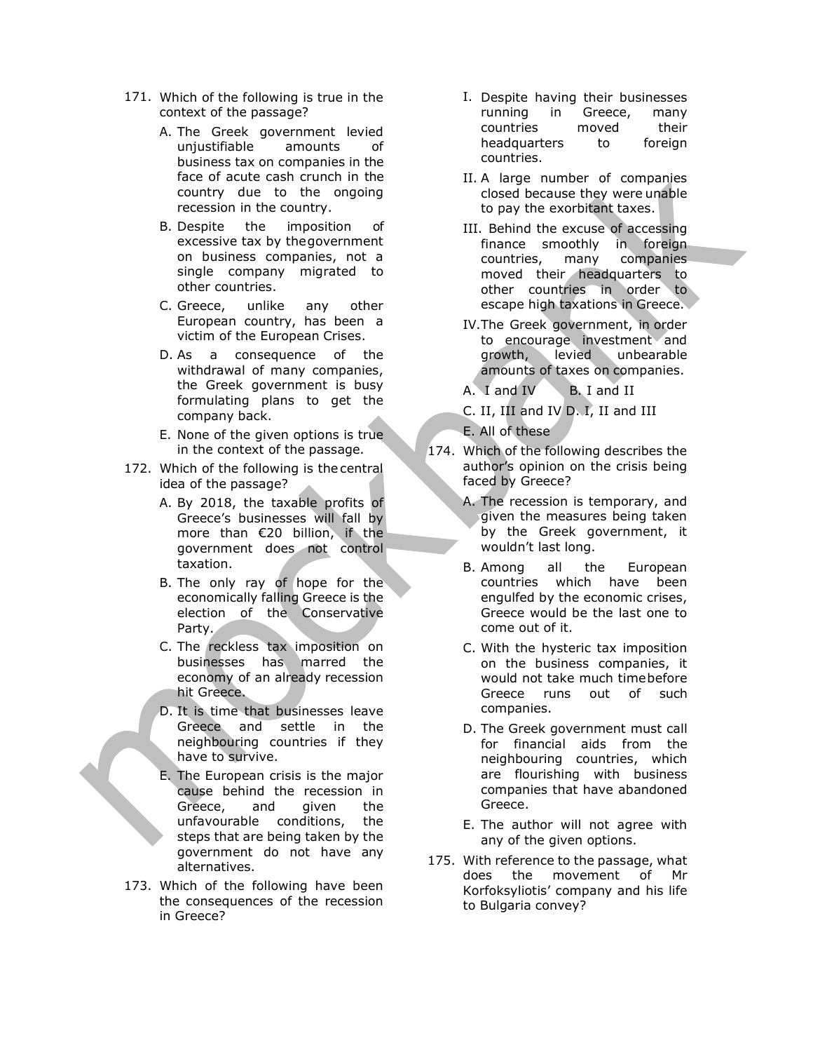171. Which of the following is true in the context of the passage?

   A. The Greek government levied unjustifiable amounts of business tax on companies in the face of acute cash crunch in the country due to the ongoing recession in the country.

   B. Despite the imposition of excessive tax by the government on business companies, not a single company migrated to other countries.

   C. Greece, unlike any other European country, has been a victim of the European Crises.

   D. As a consequence of the withdrawal of many companies, the Greek government is busy formulating plans to get the company back.

   E. None of the given options is true in the context of the passage.

172. Which of the following is the central idea of the passage?

   A. By 2018, the taxable profits of Greece's businesses will fall by more than €20 billion, if the government does not control taxation.

   B. The only ray of hope for the economically falling Greece is the election of the Conservative Party.

   C. The reckless tax imposition on businesses has marred the economy of an already recession hit Greece.

   D. It is time that businesses leave Greece and settle in the neighbouring countries if they have to survive.

   E. The European crisis is the major cause behind the recession in Greece, and given the unfavourable conditions, the steps that are being taken by the government do not have any alternatives.

173. Which of the following have been the consequences of the recession in Greece?

   I. Despite having their businesses running in Greece, many countries moved their headquarters to foreign countries.

   II. A large number of companies closed because they were unable to pay the exorbitant taxes.

   III. Behind the excuse of accessing finance smoothly in foreign countries, many companies moved their headquarters to other countries in order to escape high taxations in Greece.

   IV. The Greek government, in order to encourage investment and growth, levied unbearable amounts of taxes on companies.

   A. I and IV
   B. I and II
   C. II, III and IV
   D. I, II and III
   E. All of these

174. Which of the following describes the author's opinion on the crisis being faced by Greece?

   A. The recession is temporary, and given the measures being taken by the Greek government, it wouldn't last long.

   B. Among all the European countries which have been engulfed by the economic crises, Greece would be the last one to come out of it.

   C. With the hysteric tax imposition on the business companies, it would not take much time before Greece runs out of such companies.

   D. The Greek government must call for financial aids from the neighbouring countries, which are flourishing with business companies that have abandoned Greece.

   E. The author will not agree with any of the given options.

175. With reference to the passage, what does the movement of Mr Korfoksyliotis' company and his life to Bulgaria convey?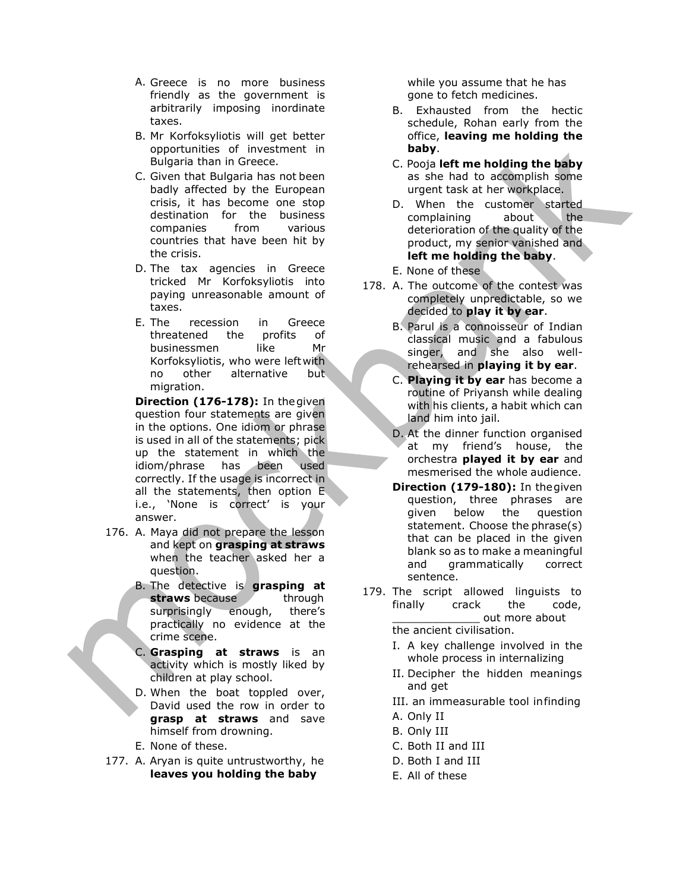A. Greece is no more business friendly as the government is arbitrarily imposing inordinate taxes.

B. Mr Korfoksyliotis will get better opportunities of investment in Bulgaria than in Greece.

C. Given that Bulgaria has not been badly affected by the European crisis, it has become one stop destination for the business companies from various countries that have been hit by the crisis.

D. The tax agencies in Greece tricked Mr Korfoksyliotis into paying unreasonable amount of taxes.

E. The recession in Greece threatened the profits of businessmen like Mr Korfoksyliotis, who were left with no other alternative but migration.

**Direction (176-178):** In the given question four statements are given in the options. One idiom or phrase is used in all of the statements; pick up the statement in which the idiom/phrase has been used correctly. If the usage is incorrect in all the statements, then option E i.e., 'None is correct' is your answer.

176. A. Maya did not prepare the lesson and kept on **grasping at straws** when the teacher asked her a question.

B. The detective is **grasping at straws** because through surprisingly enough, there's practically no evidence at the crime scene.

C. **Grasping at straws** is an activity which is mostly liked by children at play school.

D. When the boat toppled over, David used the row in order to **grasp at straws** and save himself from drowning.

E. None of these.

177. A. Aryan is quite untrustworthy, he **leaves you holding the baby** while you assume that he has gone to fetch medicines.

B. Exhausted from the hectic schedule, Rohan early from the office, **leaving me holding the baby**.

C. Pooja **left me holding the baby** as she had to accomplish some urgent task at her workplace.

D. When the customer started complaining about the deterioration of the quality of the product, my senior vanished and **left me holding the baby**.

E. None of these

178. A. The outcome of the contest was completely unpredictable, so we decided to **play it by ear**.

B. Parul is a connoisseur of Indian classical music and a fabulous singer, and she also well-rehearsed in **playing it by ear**.

C. **Playing it by ear** has become a routine of Priyansh while dealing with his clients, a habit which can land him into jail.

D. At the dinner function organised at my friend's house, the orchestra **played it by ear** and mesmerised the whole audience.

**Direction (179-180):** In the given question, three phrases are given below the question statement. Choose the phrase(s) that can be placed in the given blank so as to make a meaningful and grammatically correct sentence.

179. The script allowed linguists to finally crack the code, _____________ out more about the ancient civilisation.

I. A key challenge involved in the whole process in internalizing

II. Decipher the hidden meanings and get

III. an immeasurable tool in finding

A. Only II

B. Only III

C. Both II and III

D. Both I and III

E. All of these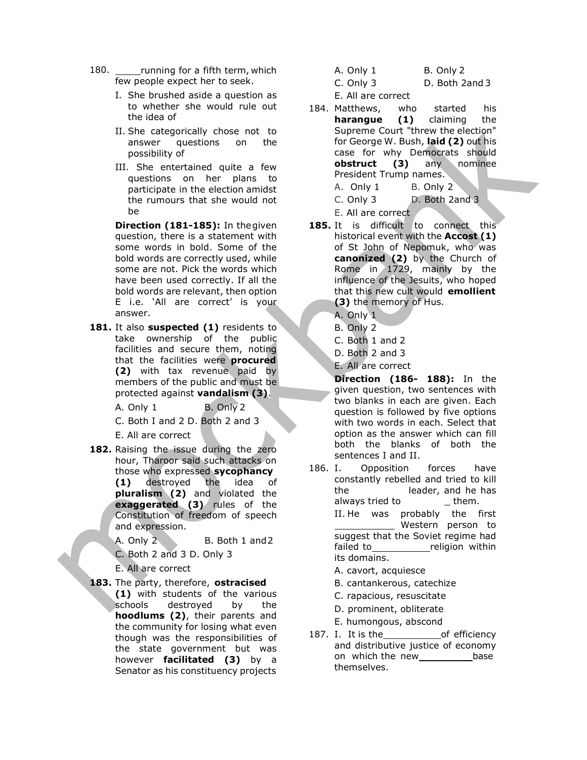180. _____running for a fifth term, which few people expect her to seek.

I. She brushed aside a question as to whether she would rule out the idea of

II. She categorically chose not to answer questions on the possibility of

III. She entertained quite a few questions on her plans to participate in the election amidst the rumours that she would not be

A. Only 1 B. Only 2
C. Only 3 D. Both 2and 3
E. All are correct

**Direction (181-185):** In the given question, there is a statement with some words in bold. Some of the bold words are correctly used, while some are not. Pick the words which have been used correctly. If all the bold words are relevant, then option E i.e. 'All are correct' is your answer.

**181.** It also **suspected (1)** residents to take ownership of the public facilities and secure them, noting that the facilities were **procured (2)** with tax revenue paid by members of the public and must be protected against **vandalism (3)**.

A. Only 1 B. Only 2
C. Both I and 2 D. Both 2 and 3
E. All are correct

**182.** Raising the issue during the zero hour, Tharoor said such attacks on those who expressed **sycophancy (1)** destroyed the idea of **pluralism (2)** and violated the **exaggerated (3)** rules of the Constitution of freedom of speech and expression.

A. Only 2 B. Both 1 and 2
C. Both 2 and 3 D. Only 3
E. All are correct

**183.** The party, therefore, **ostracised (1)** with students of the various schools destroyed by the **hoodlums (2)**, their parents and the community for losing what even though was the responsibilities of the state government but was however **facilitated (3)** by a Senator as his constituency projects

184. Matthews, who started his **harangue (1)** claiming the Supreme Court "threw the election" for George W. Bush, **laid (2)** out his case for why Democrats should **obstruct (3)** any nominee President Trump names.

A. Only 1 B. Only 2
C. Only 3 D. Both 2and 3
E. All are correct

**185.** It is difficult to connect this historical event with the **Accost (1)** of St John of Nepomuk, who was **canonized (2)** by the Church of Rome in 1729, mainly by the influence of the Jesuits, who hoped that this new cult would **emollient (3)** the memory of Hus.

A. Only 1
B. Only 2
C. Both 1 and 2
D. Both 2 and 3
E. All are correct

**Direction (186- 188):** In the given question, two sentences with two blanks in each are given. Each question is followed by five options with two words in each. Select that option as the answer which can fill both the blanks of both the sentences I and II.

186. I. Opposition forces have constantly rebelled and tried to kill the __________ leader, and he has always tried to __________ them.

II. He was probably the first __________ Western person to suggest that the Soviet regime had failed to __________ religion within its domains.

A. cavort, acquiesce
B. cantankerous, catechize
C. rapacious, resuscitate
D. prominent, obliterate
E. humongous, abscond

187. I. It is the__________of efficiency and distributive justice of economy on which the new__________base themselves.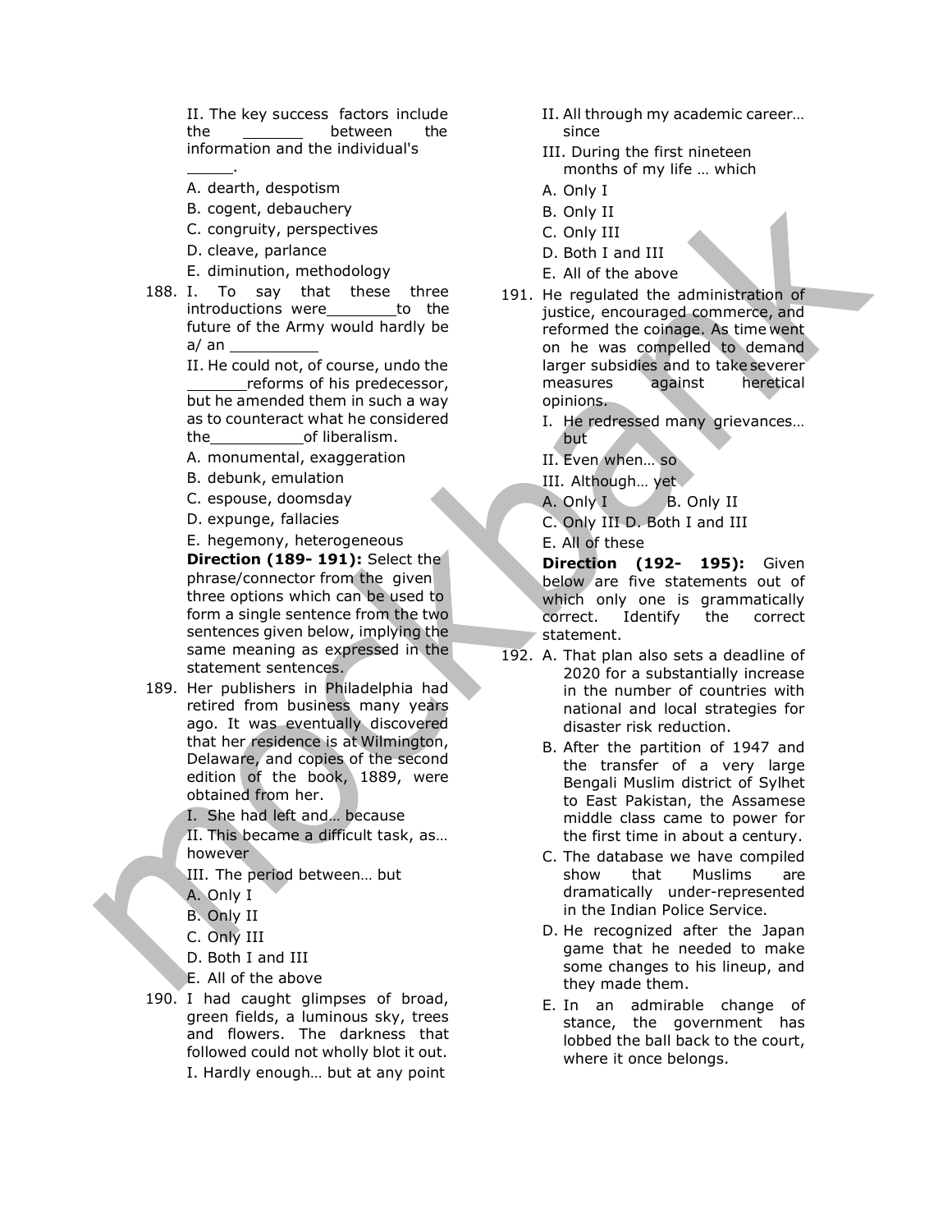II. The key success factors include the _______ between the information and the individual's _____.

A. dearth, despotism
B. cogent, debauchery
C. congruity, perspectives
D. cleave, parlance
E. diminution, methodology

188. I. To say that these three introductions were________to the future of the Army would hardly be a/ an __________

II. He could not, of course, undo the _______reforms of his predecessor, but he amended them in such a way as to counteract what he considered the__________of liberalism.

A. monumental, exaggeration
B. debunk, emulation
C. espouse, doomsday
D. expunge, fallacies
E. hegemony, heterogeneous

**Direction (189- 191):** Select the phrase/connector from the given three options which can be used to form a single sentence from the two sentences given below, implying the same meaning as expressed in the statement sentences.

189. Her publishers in Philadelphia had retired from business many years ago. It was eventually discovered that her residence is at Wilmington, Delaware, and copies of the second edition of the book, 1889, were obtained from her.

I. She had left and… because
II. This became a difficult task, as… however
III. The period between… but

A. Only I
B. Only II
C. Only III
D. Both I and III
E. All of the above

190. I had caught glimpses of broad, green fields, a luminous sky, trees and flowers. The darkness that followed could not wholly blot it out.

I. Hardly enough… but at any point
II. All through my academic career… since
III. During the first nineteen months of my life … which

A. Only I
B. Only II
C. Only III
D. Both I and III
E. All of the above

191. He regulated the administration of justice, encouraged commerce, and reformed the coinage. As time went on he was compelled to demand larger subsidies and to take severer measures against heretical opinions.

I. He redressed many grievances… but
II. Even when… so
III. Although… yet

A. Only I
B. Only II
C. Only III
D. Both I and III
E. All of these

**Direction (192- 195):** Given below are five statements out of which only one is grammatically correct. Identify the correct statement.

192. A. That plan also sets a deadline of 2020 for a substantially increase in the number of countries with national and local strategies for disaster risk reduction.

B. After the partition of 1947 and the transfer of a very large Bengali Muslim district of Sylhet to East Pakistan, the Assamese middle class came to power for the first time in about a century.

C. The database we have compiled show that Muslims are dramatically under-represented in the Indian Police Service.

D. He recognized after the Japan game that he needed to make some changes to his lineup, and they made them.

E. In an admirable change of stance, the government has lobbed the ball back to the court, where it once belongs.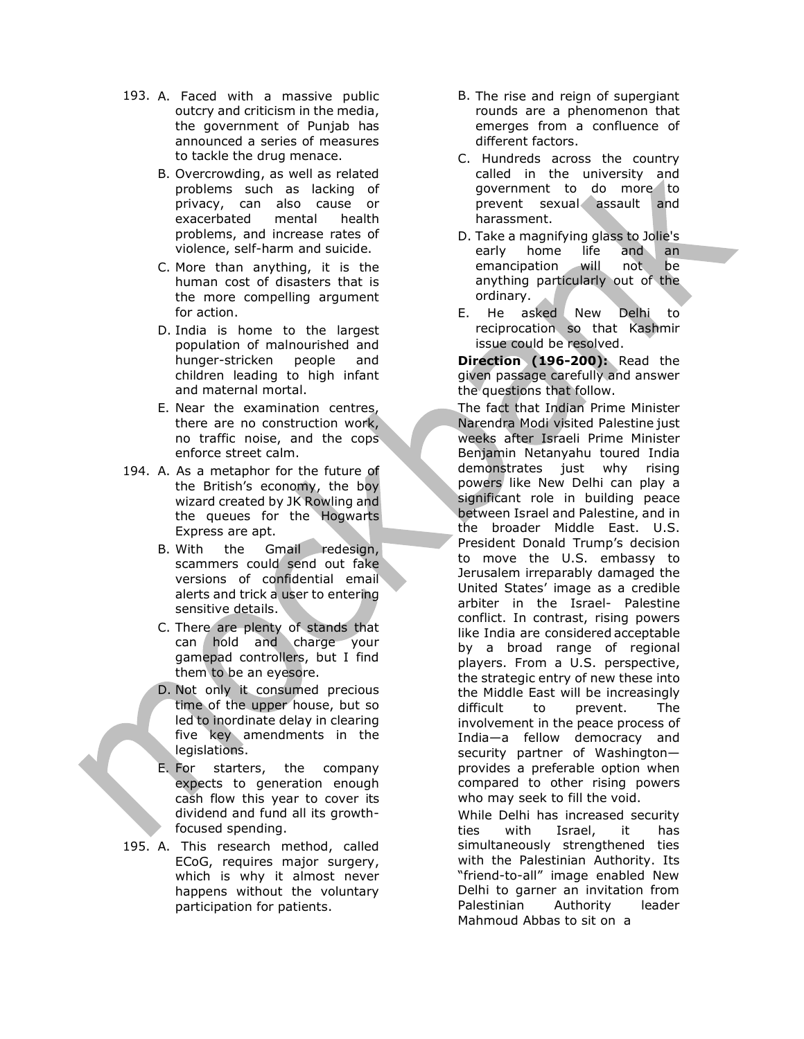193. A. Faced with a massive public outcry and criticism in the media, the government of Punjab has announced a series of measures to tackle the drug menace.

B. Overcrowding, as well as related problems such as lacking of privacy, can also cause or exacerbated mental health problems, and increase rates of violence, self-harm and suicide.

C. More than anything, it is the human cost of disasters that is the more compelling argument for action.

D. India is home to the largest population of malnourished and hunger-stricken people and children leading to high infant and maternal mortal.

E. Near the examination centres, there are no construction work, no traffic noise, and the cops enforce street calm.

194. A. As a metaphor for the future of the British's economy, the boy wizard created by JK Rowling and the queues for the Hogwarts Express are apt.

B. With the Gmail redesign, scammers could send out fake versions of confidential email alerts and trick a user to entering sensitive details.

C. There are plenty of stands that can hold and charge your gamepad controllers, but I find them to be an eyesore.

D. Not only it consumed precious time of the upper house, but so led to inordinate delay in clearing five key amendments in the legislations.

E. For starters, the company expects to generation enough cash flow this year to cover its dividend and fund all its growth-focused spending.

195. A. This research method, called ECoG, requires major surgery, which is why it almost never happens without the voluntary participation for patients.

B. The rise and reign of supergiant rounds are a phenomenon that emerges from a confluence of different factors.

C. Hundreds across the country called in the university and government to do more to prevent sexual assault and harassment.

D. Take a magnifying glass to Jolie's early home life and an emancipation will not be anything particularly out of the ordinary.

E. He asked New Delhi to reciprocation so that Kashmir issue could be resolved.

**Direction (196-200):** Read the given passage carefully and answer the questions that follow.

The fact that Indian Prime Minister Narendra Modi visited Palestine just weeks after Israeli Prime Minister Benjamin Netanyahu toured India demonstrates just why rising powers like New Delhi can play a significant role in building peace between Israel and Palestine, and in the broader Middle East. U.S. President Donald Trump's decision to move the U.S. embassy to Jerusalem irreparably damaged the United States' image as a credible arbiter in the Israel- Palestine conflict. In contrast, rising powers like India are considered acceptable by a broad range of regional players. From a U.S. perspective, the strategic entry of new these into the Middle East will be increasingly difficult to prevent. The involvement in the peace process of India—a fellow democracy and security partner of Washington—provides a preferable option when compared to other rising powers who may seek to fill the void.

While Delhi has increased security ties with Israel, it has simultaneously strengthened ties with the Palestinian Authority. Its "friend-to-all" image enabled New Delhi to garner an invitation from Palestinian Authority leader Mahmoud Abbas to sit on a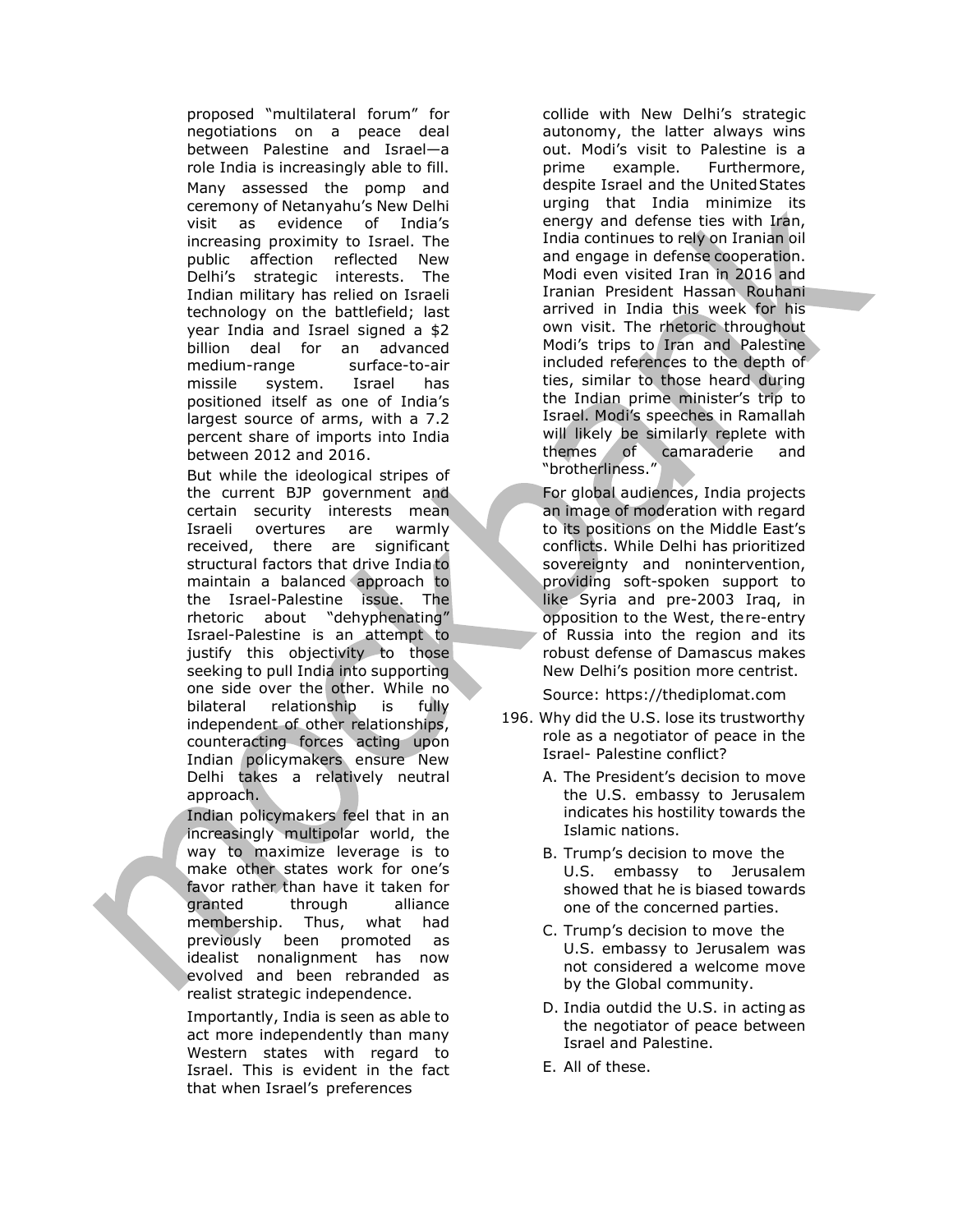proposed "multilateral forum" for negotiations on a peace deal between Palestine and Israel—a role India is increasingly able to fill.

Many assessed the pomp and ceremony of Netanyahu's New Delhi visit as evidence of India's increasing proximity to Israel. The public affection reflected New Delhi's strategic interests. The Indian military has relied on Israeli technology on the battlefield; last year India and Israel signed a $2 billion deal for an advanced medium-range surface-to-air missile system. Israel has positioned itself as one of India's largest source of arms, with a 7.2 percent share of imports into India between 2012 and 2016.

But while the ideological stripes of the current BJP government and certain security interests mean Israeli overtures are warmly received, there are significant structural factors that drive India to maintain a balanced approach to the Israel-Palestine issue. The rhetoric about "dehyphenating" Israel-Palestine is an attempt to justify this objectivity to those seeking to pull India into supporting one side over the other. While no bilateral relationship is fully independent of other relationships, counteracting forces acting upon Indian policymakers ensure New Delhi takes a relatively neutral approach.

Indian policymakers feel that in an increasingly multipolar world, the way to maximize leverage is to make other states work for one's favor rather than have it taken for granted through alliance membership. Thus, what had previously been promoted as idealist nonalignment has now evolved and been rebranded as realist strategic independence.

Importantly, India is seen as able to act more independently than many Western states with regard to Israel. This is evident in the fact that when Israel's preferences collide with New Delhi's strategic autonomy, the latter always wins out. Modi's visit to Palestine is a prime example. Furthermore, despite Israel and the United States urging that India minimize its energy and defense ties with Iran, India continues to rely on Iranian oil and engage in defense cooperation. Modi even visited Iran in 2016 and Iranian President Hassan Rouhani arrived in India this week for his own visit. The rhetoric throughout Modi's trips to Iran and Palestine included references to the depth of ties, similar to those heard during the Indian prime minister's trip to Israel. Modi's speeches in Ramallah will likely be similarly replete with themes of camaraderie and "brotherliness."

For global audiences, India projects an image of moderation with regard to its positions on the Middle East's conflicts. While Delhi has prioritized sovereignty and nonintervention, providing soft-spoken support to like Syria and pre-2003 Iraq, in opposition to the West, the re-entry of Russia into the region and its robust defense of Damascus makes New Delhi's position more centrist.

Source: https://thediplomat.com

196. Why did the U.S. lose its trustworthy role as a negotiator of peace in the Israel- Palestine conflict?

A. The President's decision to move the U.S. embassy to Jerusalem indicates his hostility towards the Islamic nations.

B. Trump's decision to move the U.S. embassy to Jerusalem showed that he is biased towards one of the concerned parties.

C. Trump's decision to move the U.S. embassy to Jerusalem was not considered a welcome move by the Global community.

D. India outdid the U.S. in acting as the negotiator of peace between Israel and Palestine.

E. All of these.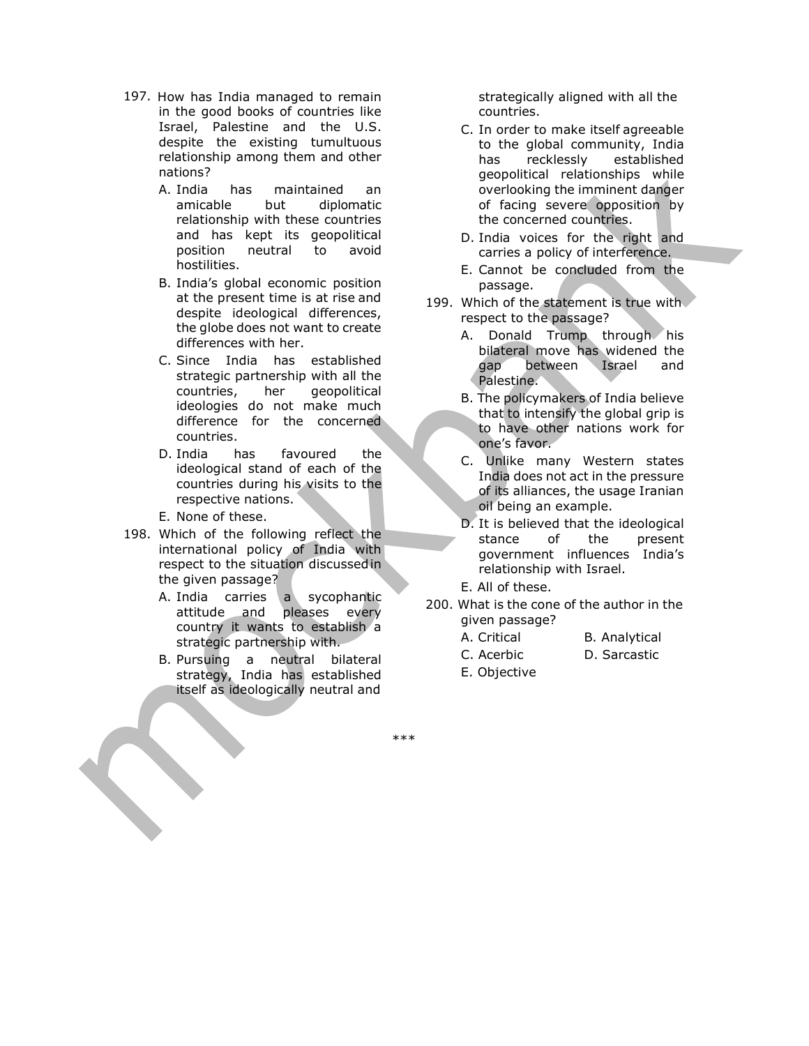197. How has India managed to remain in the good books of countries like Israel, Palestine and the U.S. despite the existing tumultuous relationship among them and other nations?

   A. India has maintained an amicable but diplomatic relationship with these countries and has kept its geopolitical position neutral to avoid hostilities.
   B. India's global economic position at the present time is at rise and despite ideological differences, the globe does not want to create differences with her.
   C. Since India has established strategic partnership with all the countries, her geopolitical ideologies do not make much difference for the concerned countries.
   D. India has favoured the ideological stand of each of the countries during his visits to the respective nations.
   E. None of these.

198. Which of the following reflect the international policy of India with respect to the situation discussed in the given passage?

   A. India carries a sycophantic attitude and pleases every country it wants to establish a strategic partnership with.
   B. Pursuing a neutral bilateral strategy, India has established itself as ideologically neutral and strategically aligned with all the countries.
   C. In order to make itself agreeable to the global community, India has recklessly established geopolitical relationships while overlooking the imminent danger of facing severe opposition by the concerned countries.
   D. India voices for the right and carries a policy of interference.
   E. Cannot be concluded from the passage.

199. Which of the statement is true with respect to the passage?

   A. Donald Trump through his bilateral move has widened the gap between Israel and Palestine.
   B. The policymakers of India believe that to intensify the global grip is to have other nations work for one's favor.
   C. Unlike many Western states India does not act in the pressure of its alliances, the usage Iranian oil being an example.
   D. It is believed that the ideological stance of the present government influences India's relationship with Israel.
   E. All of these.

200. What is the cone of the author in the given passage?

   A. Critical
   B. Analytical
   C. Acerbic
   D. Sarcastic
   E. Objective

***